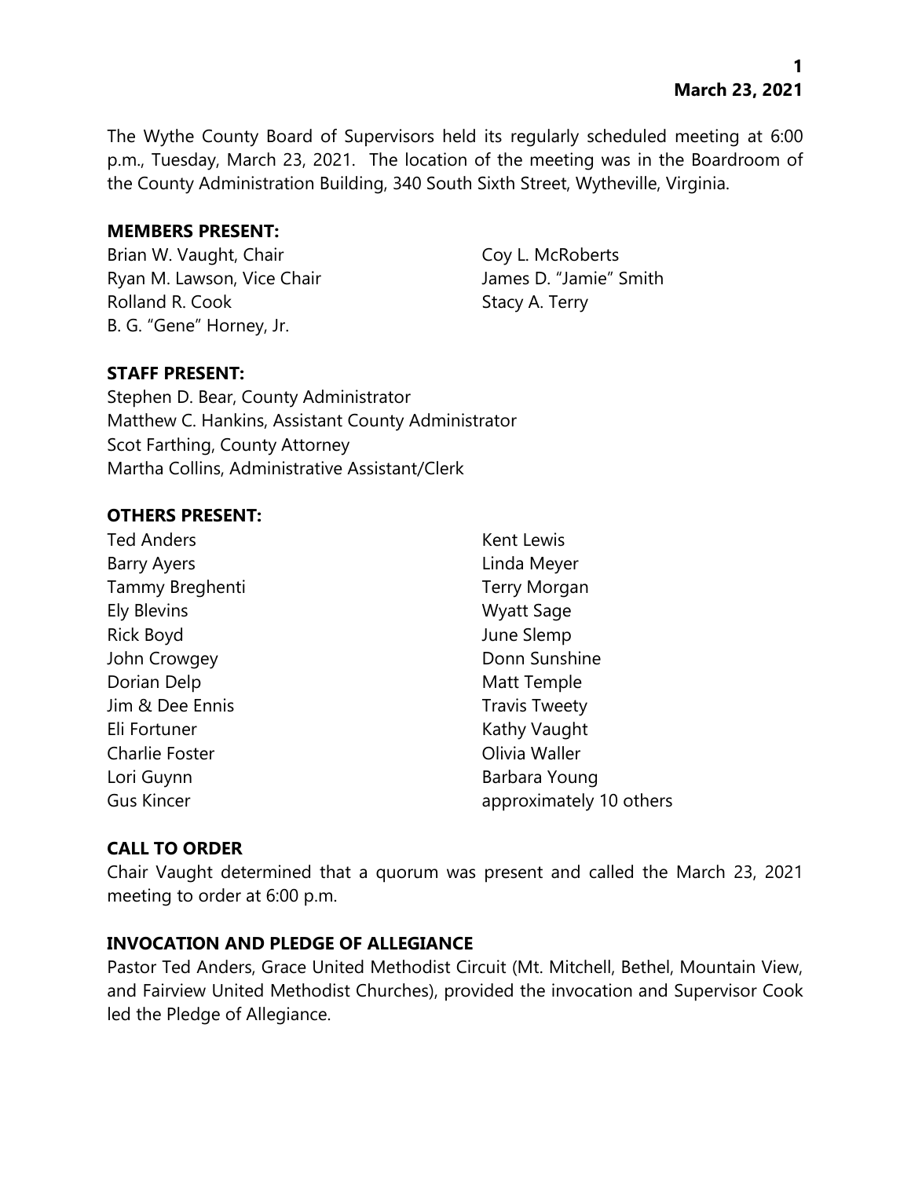The Wythe County Board of Supervisors held its regularly scheduled meeting at 6:00 p.m., Tuesday, March 23, 2021. The location of the meeting was in the Boardroom of the County Administration Building, 340 South Sixth Street, Wytheville, Virginia.

**MEMBERS PRESENT:**

Brian W. Vaught, Chair
Ryan M. Lawson, Vice Chair
Rolland R. Cook
B. G. "Gene" Horney, Jr.
Coy L. McRoberts
James D. "Jamie" Smith
Stacy A. Terry

**STAFF PRESENT:**

Stephen D. Bear, County Administrator
Matthew C. Hankins, Assistant County Administrator
Scot Farthing, County Attorney
Martha Collins, Administrative Assistant/Clerk

**OTHERS PRESENT:**

Ted Anders
Barry Ayers
Tammy Breghenti
Ely Blevins
Rick Boyd
John Crowgey
Dorian Delp
Jim & Dee Ennis
Eli Fortuner
Charlie Foster
Lori Guynn
Gus Kincer
Kent Lewis
Linda Meyer
Terry Morgan
Wyatt Sage
June Slemp
Donn Sunshine
Matt Temple
Travis Tweety
Kathy Vaught
Olivia Waller
Barbara Young
approximately 10 others

**CALL TO ORDER**

Chair Vaught determined that a quorum was present and called the March 23, 2021 meeting to order at 6:00 p.m.

**INVOCATION AND PLEDGE OF ALLEGIANCE**

Pastor Ted Anders, Grace United Methodist Circuit (Mt. Mitchell, Bethel, Mountain View, and Fairview United Methodist Churches), provided the invocation and Supervisor Cook led the Pledge of Allegiance.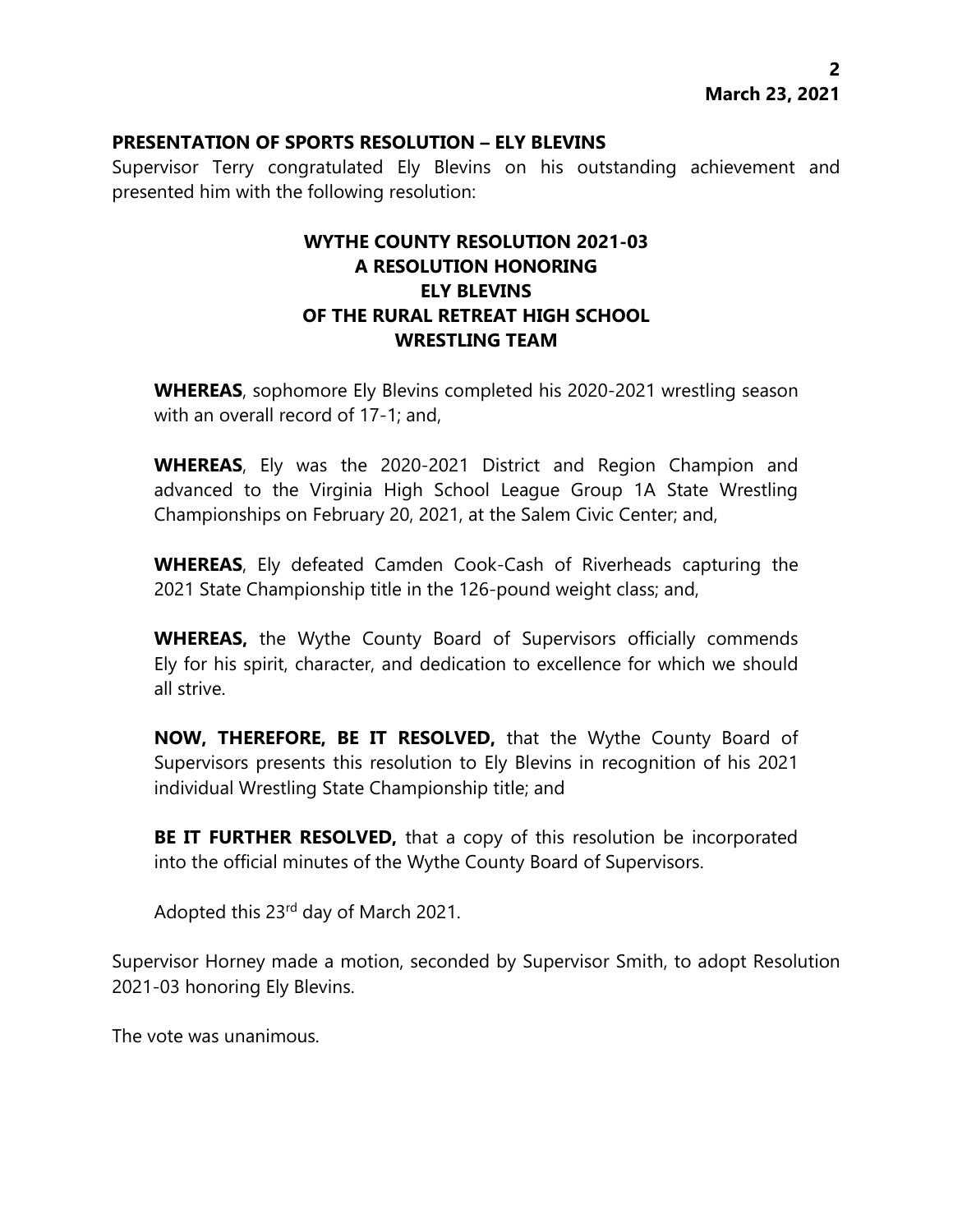**PRESENTATION OF SPORTS RESOLUTION – ELY BLEVINS**

Supervisor Terry congratulated Ely Blevins on his outstanding achievement and presented him with the following resolution:

**WYTHE COUNTY RESOLUTION 2021-03**
**A RESOLUTION HONORING**
**ELY BLEVINS**
**OF THE RURAL RETREAT HIGH SCHOOL**
**WRESTLING TEAM**

**WHEREAS**, sophomore Ely Blevins completed his 2020-2021 wrestling season with an overall record of 17-1; and,

**WHEREAS**, Ely was the 2020-2021 District and Region Champion and advanced to the Virginia High School League Group 1A State Wrestling Championships on February 20, 2021, at the Salem Civic Center; and,

**WHEREAS**, Ely defeated Camden Cook-Cash of Riverheads capturing the 2021 State Championship title in the 126-pound weight class; and,

**WHEREAS,** the Wythe County Board of Supervisors officially commends Ely for his spirit, character, and dedication to excellence for which we should all strive.

**NOW, THEREFORE, BE IT RESOLVED,** that the Wythe County Board of Supervisors presents this resolution to Ely Blevins in recognition of his 2021 individual Wrestling State Championship title; and

**BE IT FURTHER RESOLVED,** that a copy of this resolution be incorporated into the official minutes of the Wythe County Board of Supervisors.

Adopted this 23rd day of March 2021.

Supervisor Horney made a motion, seconded by Supervisor Smith, to adopt Resolution 2021-03 honoring Ely Blevins.

The vote was unanimous.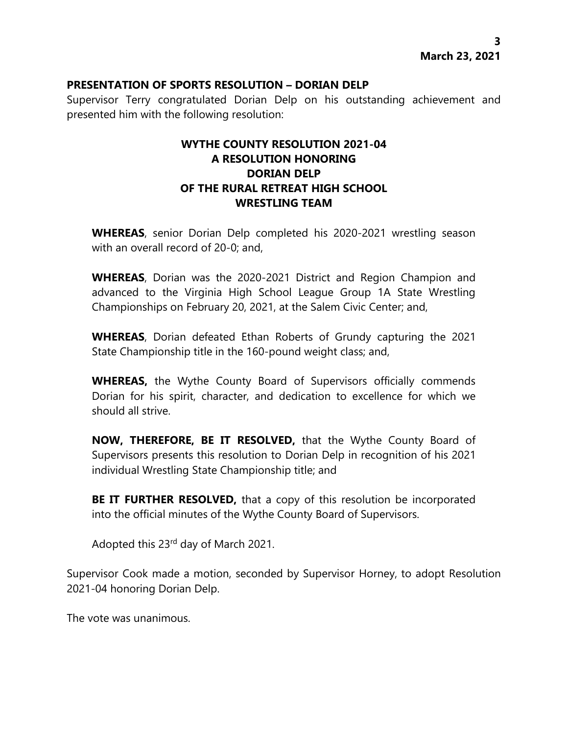**PRESENTATION OF SPORTS RESOLUTION – DORIAN DELP**

Supervisor Terry congratulated Dorian Delp on his outstanding achievement and presented him with the following resolution:

**WYTHE COUNTY RESOLUTION 2021-04**
**A RESOLUTION HONORING**
**DORIAN DELP**
**OF THE RURAL RETREAT HIGH SCHOOL**
**WRESTLING TEAM**

**WHEREAS**, senior Dorian Delp completed his 2020-2021 wrestling season with an overall record of 20-0; and,

**WHEREAS**, Dorian was the 2020-2021 District and Region Champion and advanced to the Virginia High School League Group 1A State Wrestling Championships on February 20, 2021, at the Salem Civic Center; and,

**WHEREAS**, Dorian defeated Ethan Roberts of Grundy capturing the 2021 State Championship title in the 160-pound weight class; and,

**WHEREAS,** the Wythe County Board of Supervisors officially commends Dorian for his spirit, character, and dedication to excellence for which we should all strive.

**NOW, THEREFORE, BE IT RESOLVED,** that the Wythe County Board of Supervisors presents this resolution to Dorian Delp in recognition of his 2021 individual Wrestling State Championship title; and

**BE IT FURTHER RESOLVED,** that a copy of this resolution be incorporated into the official minutes of the Wythe County Board of Supervisors.

Adopted this 23rd day of March 2021.

Supervisor Cook made a motion, seconded by Supervisor Horney, to adopt Resolution 2021-04 honoring Dorian Delp.

The vote was unanimous.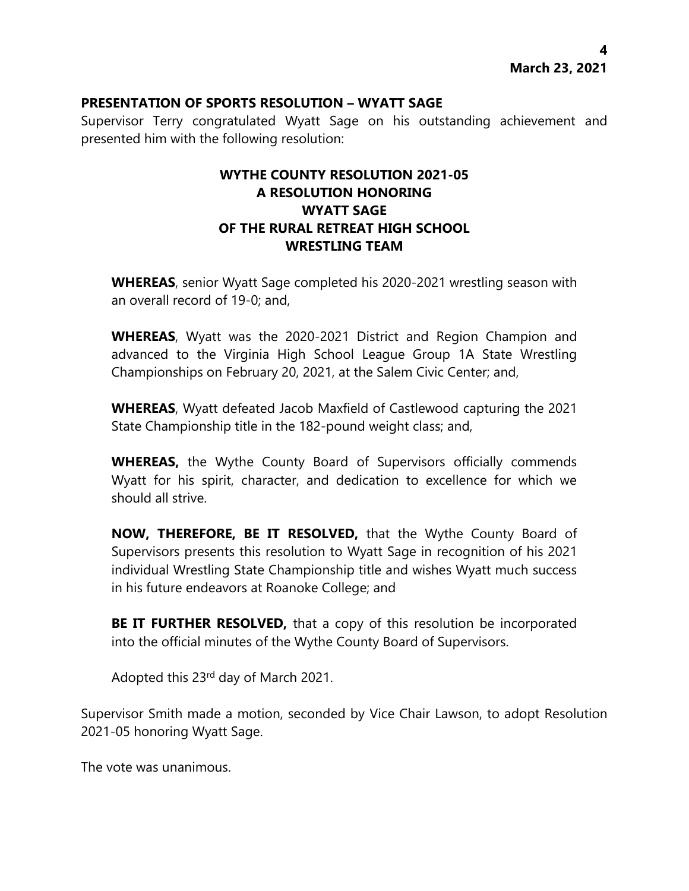## PRESENTATION OF SPORTS RESOLUTION – WYATT SAGE

Supervisor Terry congratulated Wyatt Sage on his outstanding achievement and presented him with the following resolution:

### WYTHE COUNTY RESOLUTION 2021-05
### A RESOLUTION HONORING
### WYATT SAGE
### OF THE RURAL RETREAT HIGH SCHOOL
### WRESTLING TEAM

**WHEREAS**, senior Wyatt Sage completed his 2020-2021 wrestling season with an overall record of 19-0; and,

**WHEREAS**, Wyatt was the 2020-2021 District and Region Champion and advanced to the Virginia High School League Group 1A State Wrestling Championships on February 20, 2021, at the Salem Civic Center; and,

**WHEREAS**, Wyatt defeated Jacob Maxfield of Castlewood capturing the 2021 State Championship title in the 182-pound weight class; and,

**WHEREAS,** the Wythe County Board of Supervisors officially commends Wyatt for his spirit, character, and dedication to excellence for which we should all strive.

**NOW, THEREFORE, BE IT RESOLVED,** that the Wythe County Board of Supervisors presents this resolution to Wyatt Sage in recognition of his 2021 individual Wrestling State Championship title and wishes Wyatt much success in his future endeavors at Roanoke College; and

**BE IT FURTHER RESOLVED,** that a copy of this resolution be incorporated into the official minutes of the Wythe County Board of Supervisors.

Adopted this 23rd day of March 2021.

Supervisor Smith made a motion, seconded by Vice Chair Lawson, to adopt Resolution 2021-05 honoring Wyatt Sage.

The vote was unanimous.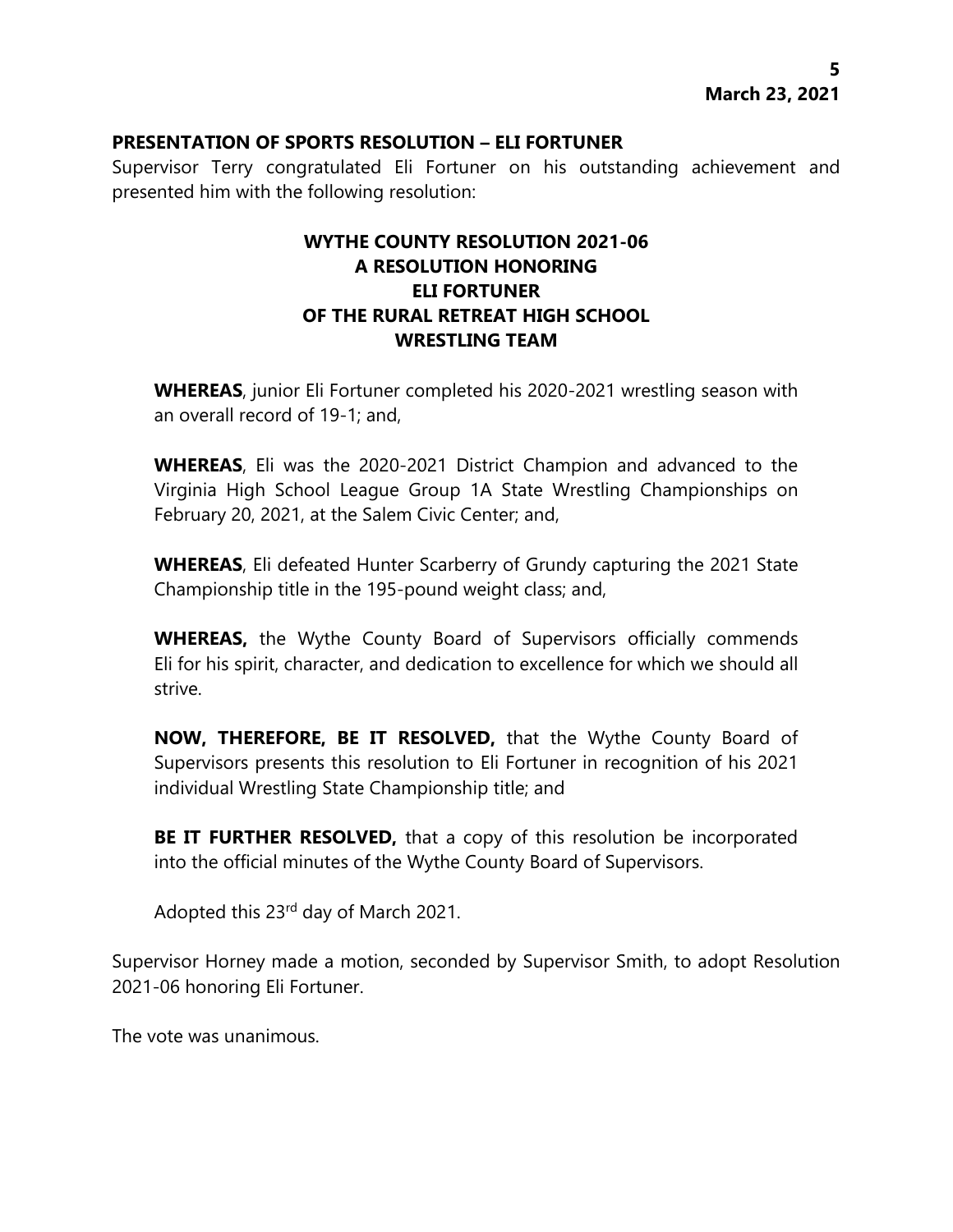**PRESENTATION OF SPORTS RESOLUTION – ELI FORTUNER**

Supervisor Terry congratulated Eli Fortuner on his outstanding achievement and presented him with the following resolution:

**WYTHE COUNTY RESOLUTION 2021-06**
**A RESOLUTION HONORING**
**ELI FORTUNER**
**OF THE RURAL RETREAT HIGH SCHOOL**
**WRESTLING TEAM**

**WHEREAS**, junior Eli Fortuner completed his 2020-2021 wrestling season with an overall record of 19-1; and,

**WHEREAS**, Eli was the 2020-2021 District Champion and advanced to the Virginia High School League Group 1A State Wrestling Championships on February 20, 2021, at the Salem Civic Center; and,

**WHEREAS**, Eli defeated Hunter Scarberry of Grundy capturing the 2021 State Championship title in the 195-pound weight class; and,

**WHEREAS,** the Wythe County Board of Supervisors officially commends Eli for his spirit, character, and dedication to excellence for which we should all strive.

**NOW, THEREFORE, BE IT RESOLVED,** that the Wythe County Board of Supervisors presents this resolution to Eli Fortuner in recognition of his 2021 individual Wrestling State Championship title; and

**BE IT FURTHER RESOLVED,** that a copy of this resolution be incorporated into the official minutes of the Wythe County Board of Supervisors.

Adopted this 23rd day of March 2021.

Supervisor Horney made a motion, seconded by Supervisor Smith, to adopt Resolution 2021-06 honoring Eli Fortuner.

The vote was unanimous.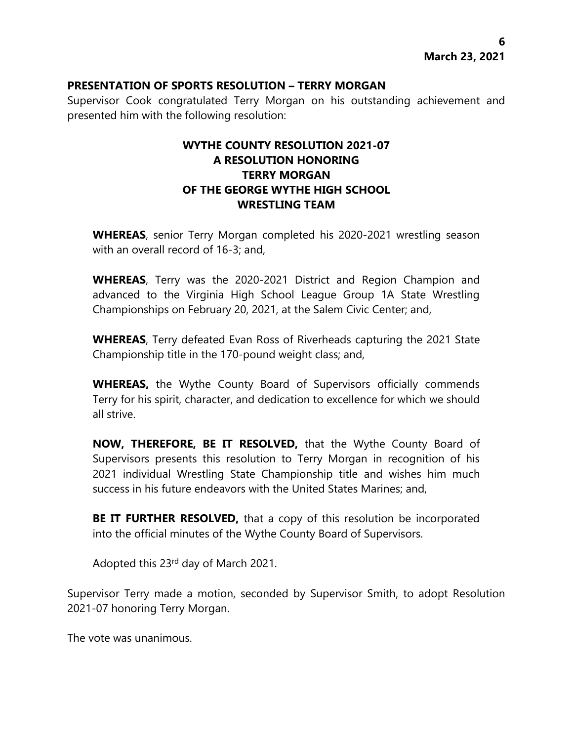## PRESENTATION OF SPORTS RESOLUTION – TERRY MORGAN

Supervisor Cook congratulated Terry Morgan on his outstanding achievement and presented him with the following resolution:

### WYTHE COUNTY RESOLUTION 2021-07
### A RESOLUTION HONORING
### TERRY MORGAN
### OF THE GEORGE WYTHE HIGH SCHOOL
### WRESTLING TEAM

**WHEREAS**, senior Terry Morgan completed his 2020-2021 wrestling season with an overall record of 16-3; and,

**WHEREAS**, Terry was the 2020-2021 District and Region Champion and advanced to the Virginia High School League Group 1A State Wrestling Championships on February 20, 2021, at the Salem Civic Center; and,

**WHEREAS**, Terry defeated Evan Ross of Riverheads capturing the 2021 State Championship title in the 170-pound weight class; and,

**WHEREAS,** the Wythe County Board of Supervisors officially commends Terry for his spirit, character, and dedication to excellence for which we should all strive.

**NOW, THEREFORE, BE IT RESOLVED,** that the Wythe County Board of Supervisors presents this resolution to Terry Morgan in recognition of his 2021 individual Wrestling State Championship title and wishes him much success in his future endeavors with the United States Marines; and,

**BE IT FURTHER RESOLVED,** that a copy of this resolution be incorporated into the official minutes of the Wythe County Board of Supervisors.

Adopted this 23rd day of March 2021.

Supervisor Terry made a motion, seconded by Supervisor Smith, to adopt Resolution 2021-07 honoring Terry Morgan.

The vote was unanimous.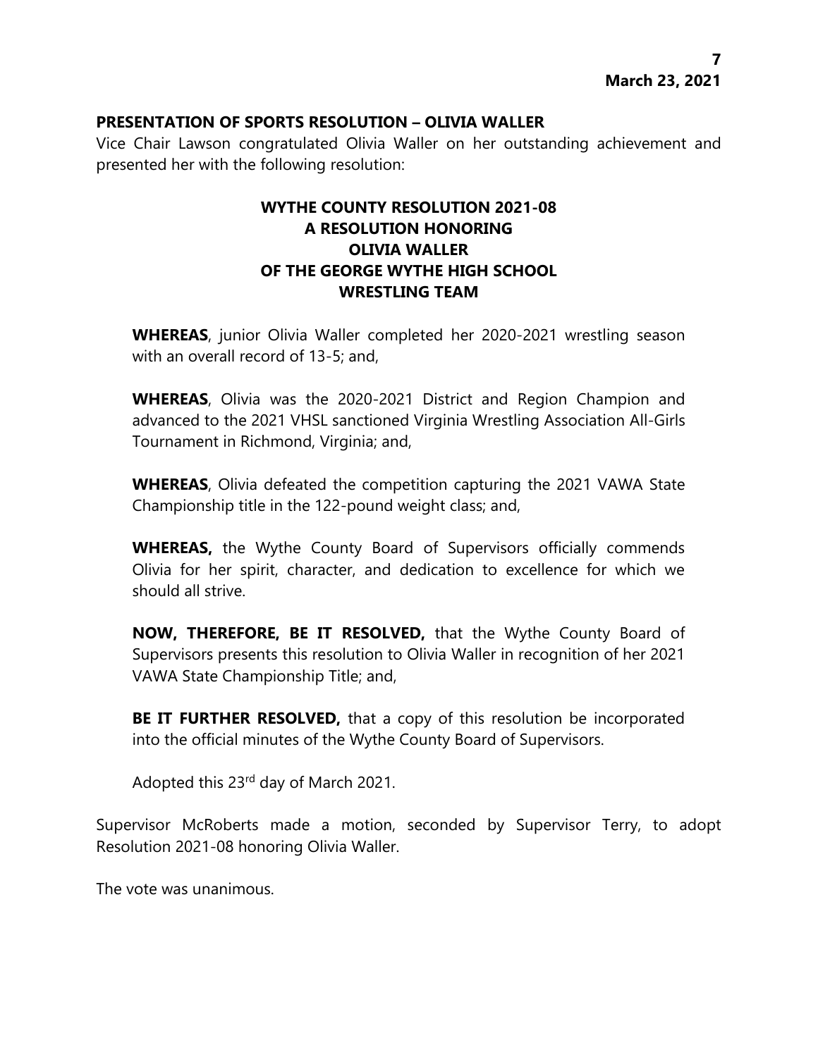## PRESENTATION OF SPORTS RESOLUTION – OLIVIA WALLER

Vice Chair Lawson congratulated Olivia Waller on her outstanding achievement and presented her with the following resolution:

### WYTHE COUNTY RESOLUTION 2021-08
### A RESOLUTION HONORING
### OLIVIA WALLER
### OF THE GEORGE WYTHE HIGH SCHOOL
### WRESTLING TEAM

**WHEREAS**, junior Olivia Waller completed her 2020-2021 wrestling season with an overall record of 13-5; and,

**WHEREAS**, Olivia was the 2020-2021 District and Region Champion and advanced to the 2021 VHSL sanctioned Virginia Wrestling Association All-Girls Tournament in Richmond, Virginia; and,

**WHEREAS**, Olivia defeated the competition capturing the 2021 VAWA State Championship title in the 122-pound weight class; and,

**WHEREAS,** the Wythe County Board of Supervisors officially commends Olivia for her spirit, character, and dedication to excellence for which we should all strive.

**NOW, THEREFORE, BE IT RESOLVED,** that the Wythe County Board of Supervisors presents this resolution to Olivia Waller in recognition of her 2021 VAWA State Championship Title; and,

**BE IT FURTHER RESOLVED,** that a copy of this resolution be incorporated into the official minutes of the Wythe County Board of Supervisors.

Adopted this 23rd day of March 2021.

Supervisor McRoberts made a motion, seconded by Supervisor Terry, to adopt Resolution 2021-08 honoring Olivia Waller.

The vote was unanimous.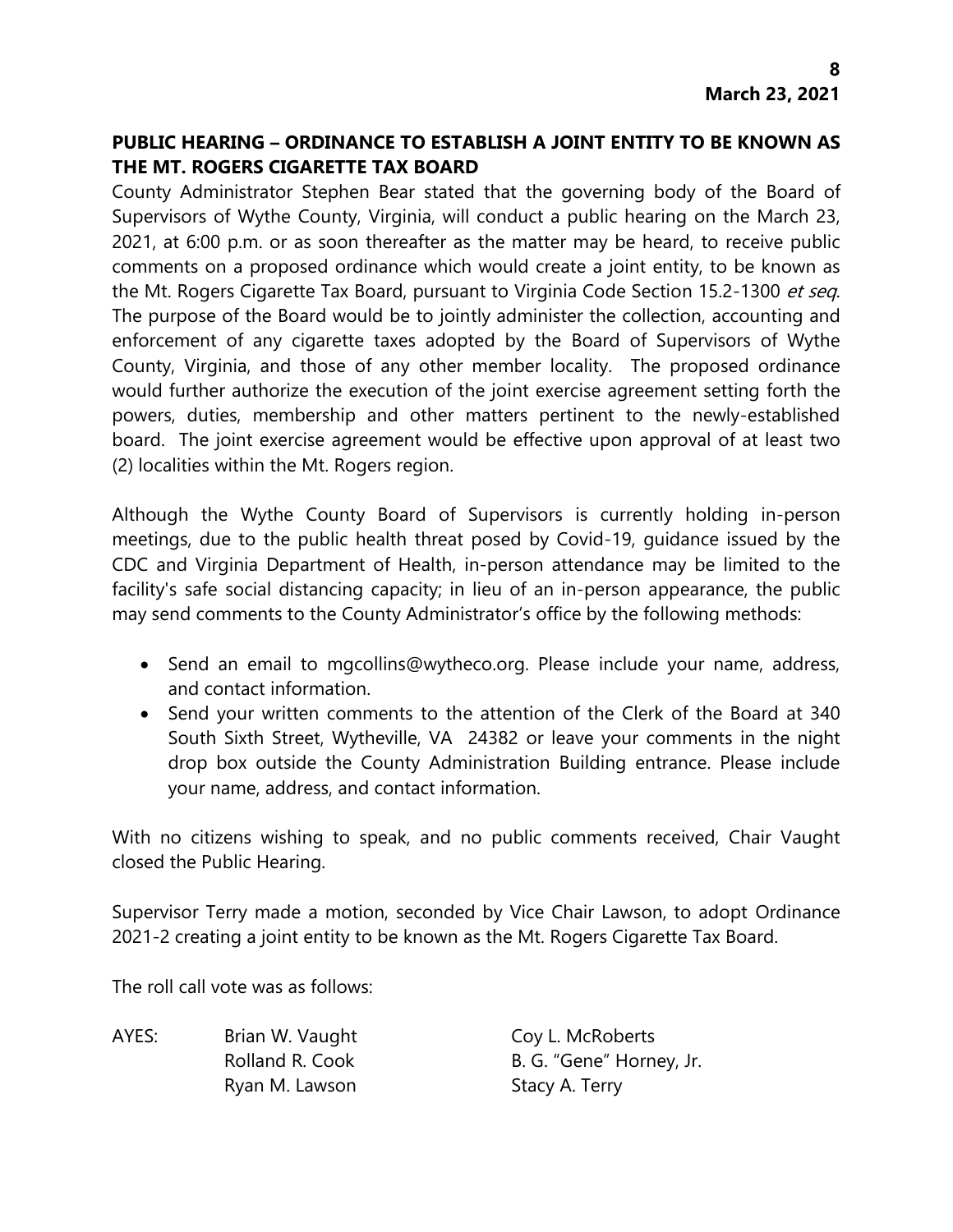## PUBLIC HEARING – ORDINANCE TO ESTABLISH A JOINT ENTITY TO BE KNOWN AS THE MT. ROGERS CIGARETTE TAX BOARD

County Administrator Stephen Bear stated that the governing body of the Board of Supervisors of Wythe County, Virginia, will conduct a public hearing on the March 23, 2021, at 6:00 p.m. or as soon thereafter as the matter may be heard, to receive public comments on a proposed ordinance which would create a joint entity, to be known as the Mt. Rogers Cigarette Tax Board, pursuant to Virginia Code Section 15.2-1300 *et seq*. The purpose of the Board would be to jointly administer the collection, accounting and enforcement of any cigarette taxes adopted by the Board of Supervisors of Wythe County, Virginia, and those of any other member locality. The proposed ordinance would further authorize the execution of the joint exercise agreement setting forth the powers, duties, membership and other matters pertinent to the newly-established board. The joint exercise agreement would be effective upon approval of at least two (2) localities within the Mt. Rogers region.

Although the Wythe County Board of Supervisors is currently holding in-person meetings, due to the public health threat posed by Covid-19, guidance issued by the CDC and Virginia Department of Health, in-person attendance may be limited to the facility's safe social distancing capacity; in lieu of an in-person appearance, the public may send comments to the County Administrator's office by the following methods:

- Send an email to mgcollins@wytheco.org. Please include your name, address, and contact information.
- Send your written comments to the attention of the Clerk of the Board at 340 South Sixth Street, Wytheville, VA 24382 or leave your comments in the night drop box outside the County Administration Building entrance. Please include your name, address, and contact information.

With no citizens wishing to speak, and no public comments received, Chair Vaught closed the Public Hearing.

Supervisor Terry made a motion, seconded by Vice Chair Lawson, to adopt Ordinance 2021-2 creating a joint entity to be known as the Mt. Rogers Cigarette Tax Board.

The roll call vote was as follows:

| AYES: | Brian W. Vaught | Coy L. McRoberts |
|---|---|---|
| | Rolland R. Cook | B. G. "Gene" Horney, Jr. |
| | Ryan M. Lawson | Stacy A. Terry |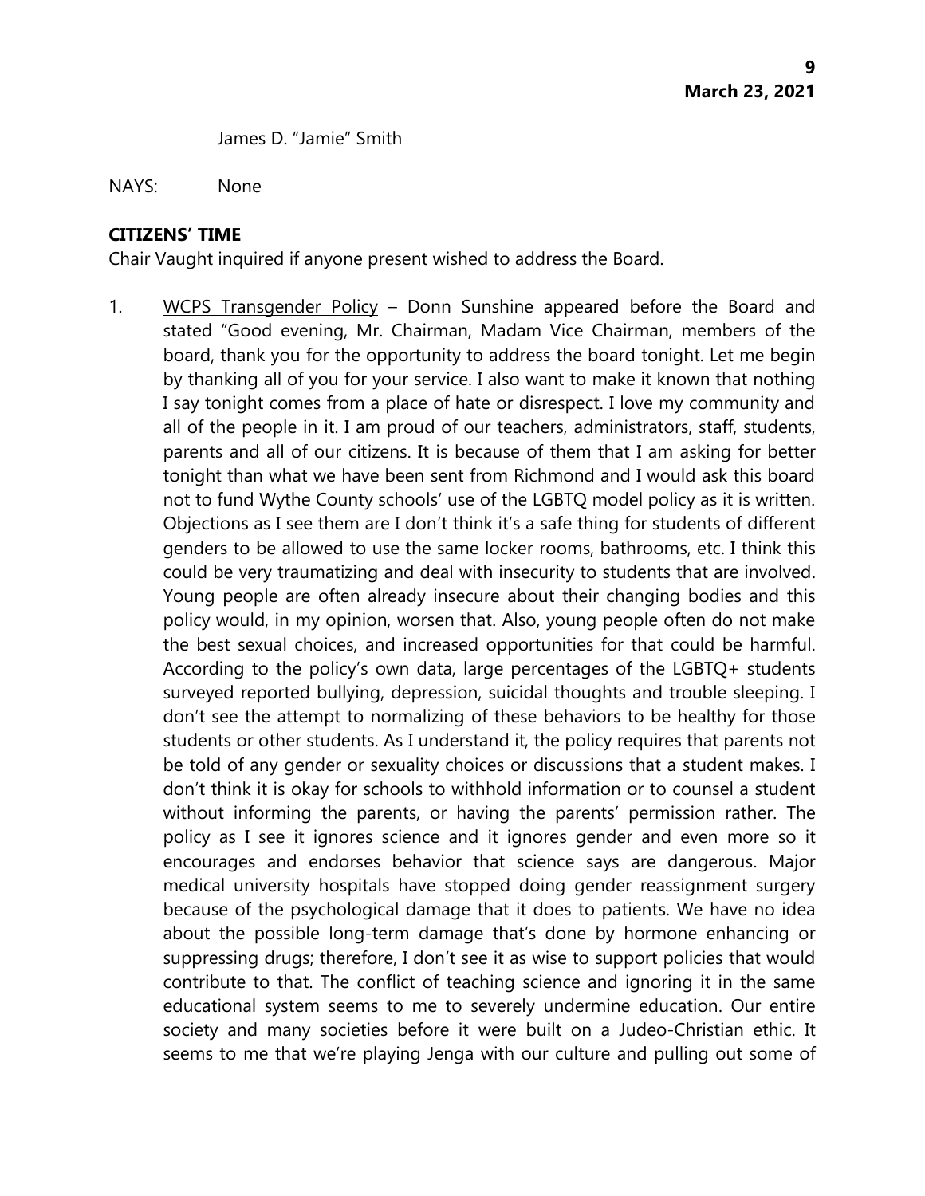James D. "Jamie" Smith

NAYS: None

**CITIZENS' TIME**

Chair Vaught inquired if anyone present wished to address the Board.

1. WCPS Transgender Policy – Donn Sunshine appeared before the Board and stated "Good evening, Mr. Chairman, Madam Vice Chairman, members of the board, thank you for the opportunity to address the board tonight. Let me begin by thanking all of you for your service. I also want to make it known that nothing I say tonight comes from a place of hate or disrespect. I love my community and all of the people in it. I am proud of our teachers, administrators, staff, students, parents and all of our citizens. It is because of them that I am asking for better tonight than what we have been sent from Richmond and I would ask this board not to fund Wythe County schools' use of the LGBTQ model policy as it is written. Objections as I see them are I don't think it's a safe thing for students of different genders to be allowed to use the same locker rooms, bathrooms, etc. I think this could be very traumatizing and deal with insecurity to students that are involved. Young people are often already insecure about their changing bodies and this policy would, in my opinion, worsen that. Also, young people often do not make the best sexual choices, and increased opportunities for that could be harmful. According to the policy's own data, large percentages of the LGBTQ+ students surveyed reported bullying, depression, suicidal thoughts and trouble sleeping. I don't see the attempt to normalizing of these behaviors to be healthy for those students or other students. As I understand it, the policy requires that parents not be told of any gender or sexuality choices or discussions that a student makes. I don't think it is okay for schools to withhold information or to counsel a student without informing the parents, or having the parents' permission rather. The policy as I see it ignores science and it ignores gender and even more so it encourages and endorses behavior that science says are dangerous. Major medical university hospitals have stopped doing gender reassignment surgery because of the psychological damage that it does to patients. We have no idea about the possible long-term damage that's done by hormone enhancing or suppressing drugs; therefore, I don't see it as wise to support policies that would contribute to that. The conflict of teaching science and ignoring it in the same educational system seems to me to severely undermine education. Our entire society and many societies before it were built on a Judeo-Christian ethic. It seems to me that we're playing Jenga with our culture and pulling out some of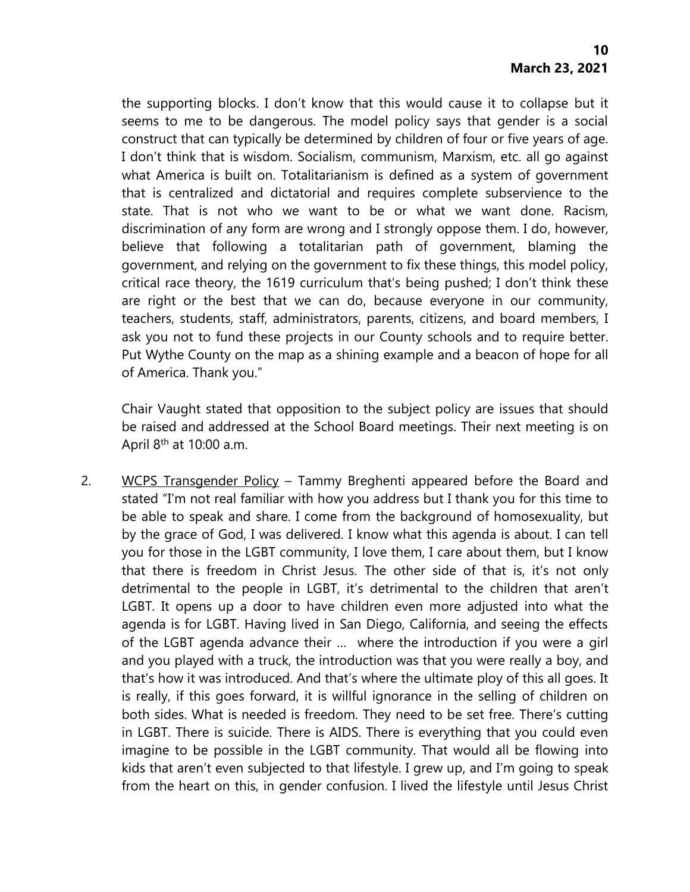the supporting blocks. I don't know that this would cause it to collapse but it seems to me to be dangerous. The model policy says that gender is a social construct that can typically be determined by children of four or five years of age. I don't think that is wisdom. Socialism, communism, Marxism, etc. all go against what America is built on. Totalitarianism is defined as a system of government that is centralized and dictatorial and requires complete subservience to the state. That is not who we want to be or what we want done. Racism, discrimination of any form are wrong and I strongly oppose them. I do, however, believe that following a totalitarian path of government, blaming the government, and relying on the government to fix these things, this model policy, critical race theory, the 1619 curriculum that's being pushed; I don't think these are right or the best that we can do, because everyone in our community, teachers, students, staff, administrators, parents, citizens, and board members, I ask you not to fund these projects in our County schools and to require better. Put Wythe County on the map as a shining example and a beacon of hope for all of America. Thank you."

Chair Vaught stated that opposition to the subject policy are issues that should be raised and addressed at the School Board meetings. Their next meeting is on April 8th at 10:00 a.m.

2. <u>WCPS Transgender Policy</u> – Tammy Breghenti appeared before the Board and stated "I'm not real familiar with how you address but I thank you for this time to be able to speak and share. I come from the background of homosexuality, but by the grace of God, I was delivered. I know what this agenda is about. I can tell you for those in the LGBT community, I love them, I care about them, but I know that there is freedom in Christ Jesus. The other side of that is, it's not only detrimental to the people in LGBT, it's detrimental to the children that aren't LGBT. It opens up a door to have children even more adjusted into what the agenda is for LGBT. Having lived in San Diego, California, and seeing the effects of the LGBT agenda advance their ... where the introduction if you were a girl and you played with a truck, the introduction was that you were really a boy, and that's how it was introduced. And that's where the ultimate ploy of this all goes. It is really, if this goes forward, it is willful ignorance in the selling of children on both sides. What is needed is freedom. They need to be set free. There's cutting in LGBT. There is suicide. There is AIDS. There is everything that you could even imagine to be possible in the LGBT community. That would all be flowing into kids that aren't even subjected to that lifestyle. I grew up, and I'm going to speak from the heart on this, in gender confusion. I lived the lifestyle until Jesus Christ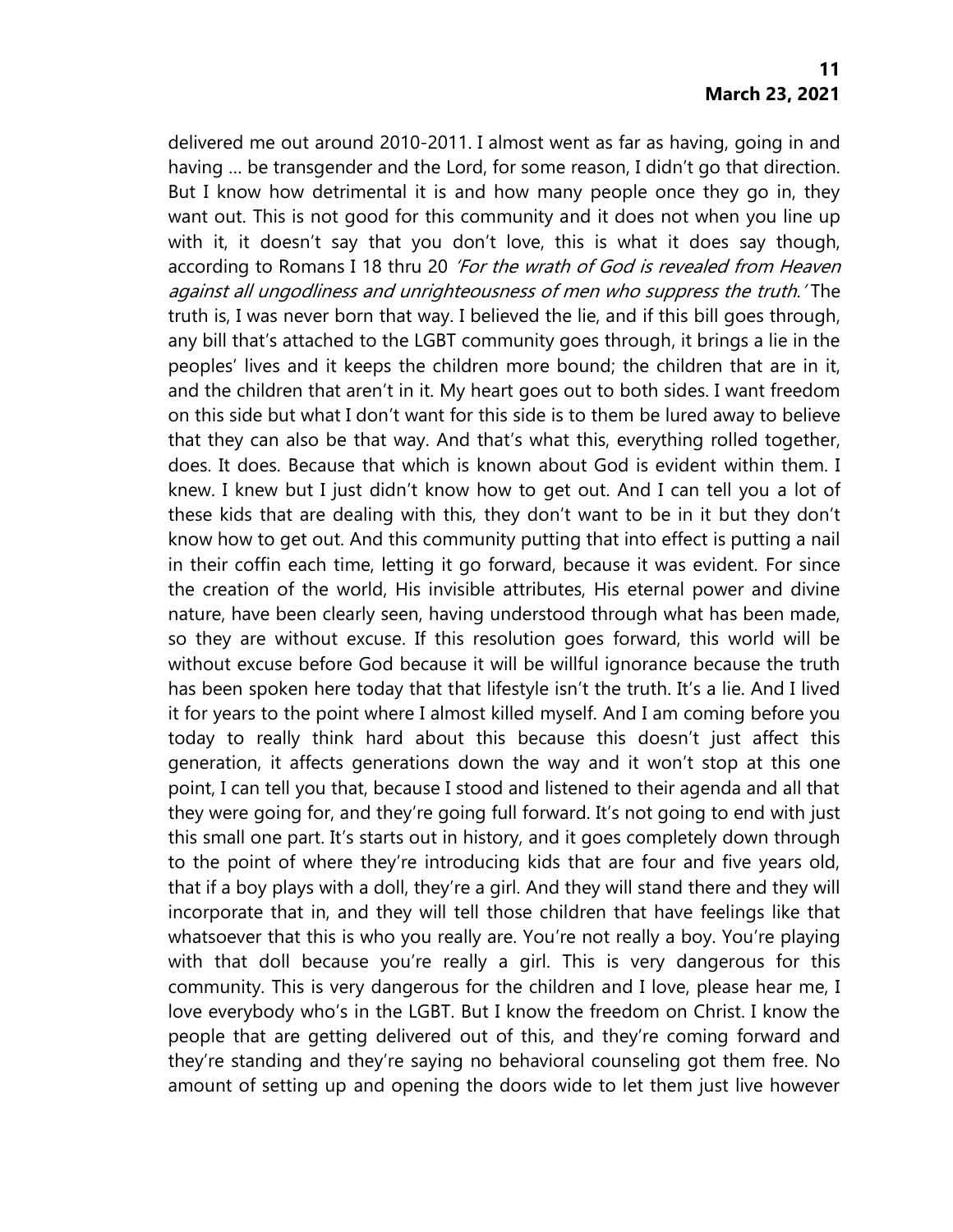delivered me out around 2010-2011. I almost went as far as having, going in and having … be transgender and the Lord, for some reason, I didn't go that direction. But I know how detrimental it is and how many people once they go in, they want out. This is not good for this community and it does not when you line up with it, it doesn't say that you don't love, this is what it does say though, according to Romans I 18 thru 20 *'For the wrath of God is revealed from Heaven against all ungodliness and unrighteousness of men who suppress the truth.'* The truth is, I was never born that way. I believed the lie, and if this bill goes through, any bill that's attached to the LGBT community goes through, it brings a lie in the peoples' lives and it keeps the children more bound; the children that are in it, and the children that aren't in it. My heart goes out to both sides. I want freedom on this side but what I don't want for this side is to them be lured away to believe that they can also be that way. And that's what this, everything rolled together, does. It does. Because that which is known about God is evident within them. I knew. I knew but I just didn't know how to get out. And I can tell you a lot of these kids that are dealing with this, they don't want to be in it but they don't know how to get out. And this community putting that into effect is putting a nail in their coffin each time, letting it go forward, because it was evident. For since the creation of the world, His invisible attributes, His eternal power and divine nature, have been clearly seen, having understood through what has been made, so they are without excuse. If this resolution goes forward, this world will be without excuse before God because it will be willful ignorance because the truth has been spoken here today that that lifestyle isn't the truth. It's a lie. And I lived it for years to the point where I almost killed myself. And I am coming before you today to really think hard about this because this doesn't just affect this generation, it affects generations down the way and it won't stop at this one point, I can tell you that, because I stood and listened to their agenda and all that they were going for, and they're going full forward. It's not going to end with just this small one part. It's starts out in history, and it goes completely down through to the point of where they're introducing kids that are four and five years old, that if a boy plays with a doll, they're a girl. And they will stand there and they will incorporate that in, and they will tell those children that have feelings like that whatsoever that this is who you really are. You're not really a boy. You're playing with that doll because you're really a girl. This is very dangerous for this community. This is very dangerous for the children and I love, please hear me, I love everybody who's in the LGBT. But I know the freedom on Christ. I know the people that are getting delivered out of this, and they're coming forward and they're standing and they're saying no behavioral counseling got them free. No amount of setting up and opening the doors wide to let them just live however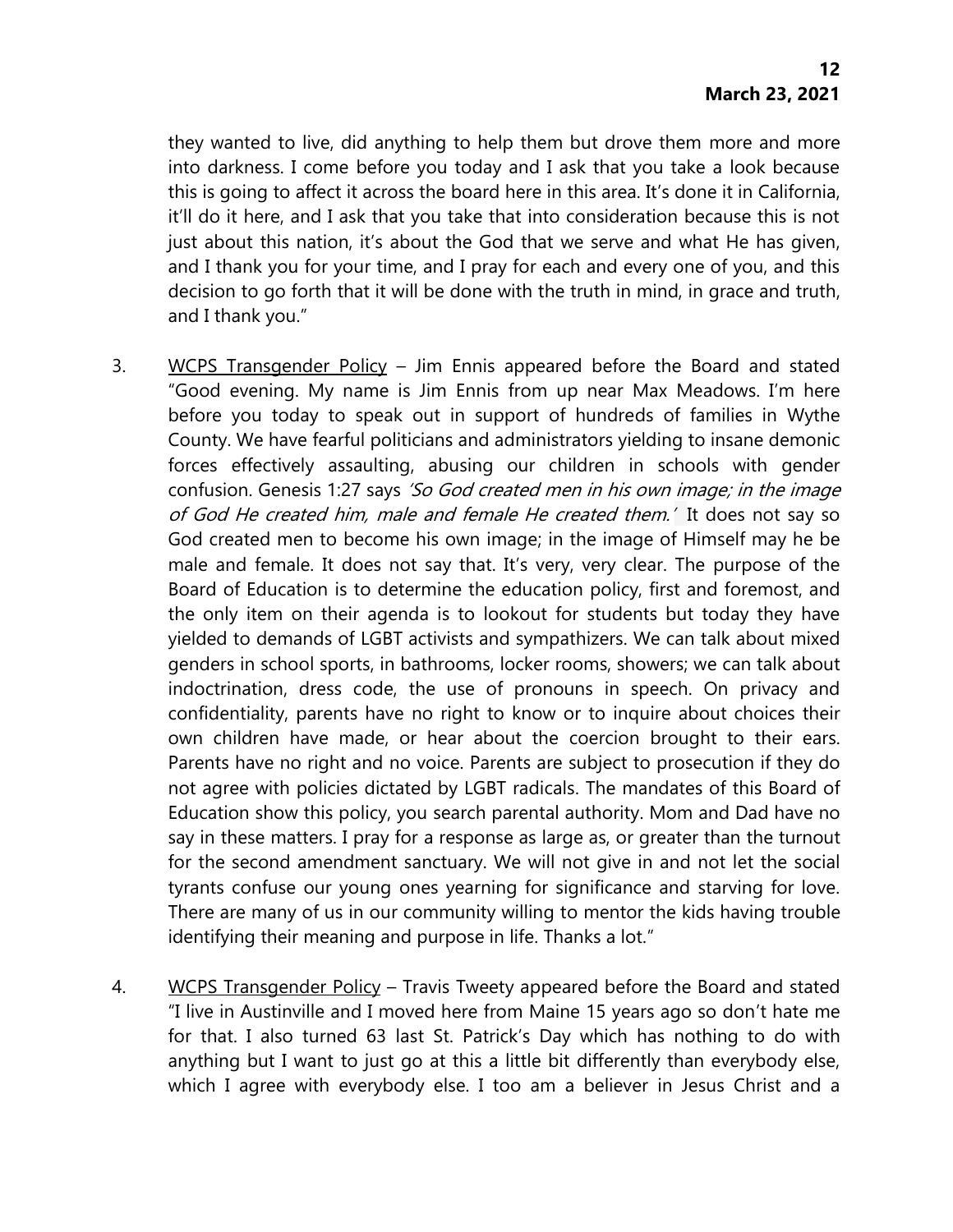they wanted to live, did anything to help them but drove them more and more into darkness. I come before you today and I ask that you take a look because this is going to affect it across the board here in this area. It's done it in California, it'll do it here, and I ask that you take that into consideration because this is not just about this nation, it's about the God that we serve and what He has given, and I thank you for your time, and I pray for each and every one of you, and this decision to go forth that it will be done with the truth in mind, in grace and truth, and I thank you."

3. WCPS Transgender Policy – Jim Ennis appeared before the Board and stated "Good evening. My name is Jim Ennis from up near Max Meadows. I'm here before you today to speak out in support of hundreds of families in Wythe County. We have fearful politicians and administrators yielding to insane demonic forces effectively assaulting, abusing our children in schools with gender confusion. Genesis 1:27 says *'So God created men in his own image; in the image of God He created him, male and female He created them.'* It does not say so God created men to become his own image; in the image of Himself may he be male and female. It does not say that. It's very, very clear. The purpose of the Board of Education is to determine the education policy, first and foremost, and the only item on their agenda is to lookout for students but today they have yielded to demands of LGBT activists and sympathizers. We can talk about mixed genders in school sports, in bathrooms, locker rooms, showers; we can talk about indoctrination, dress code, the use of pronouns in speech. On privacy and confidentiality, parents have no right to know or to inquire about choices their own children have made, or hear about the coercion brought to their ears. Parents have no right and no voice. Parents are subject to prosecution if they do not agree with policies dictated by LGBT radicals. The mandates of this Board of Education show this policy, you search parental authority. Mom and Dad have no say in these matters. I pray for a response as large as, or greater than the turnout for the second amendment sanctuary. We will not give in and not let the social tyrants confuse our young ones yearning for significance and starving for love. There are many of us in our community willing to mentor the kids having trouble identifying their meaning and purpose in life. Thanks a lot."

4. WCPS Transgender Policy – Travis Tweety appeared before the Board and stated "I live in Austinville and I moved here from Maine 15 years ago so don't hate me for that. I also turned 63 last St. Patrick's Day which has nothing to do with anything but I want to just go at this a little bit differently than everybody else, which I agree with everybody else. I too am a believer in Jesus Christ and a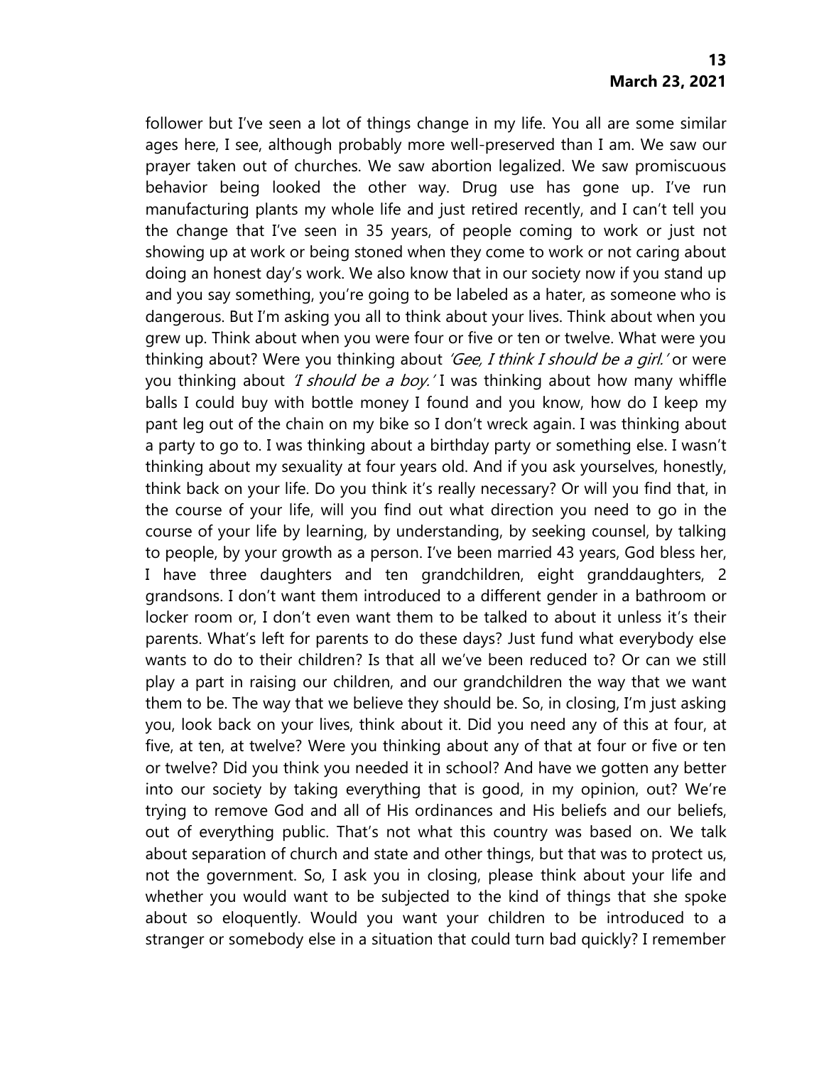follower but I've seen a lot of things change in my life. You all are some similar ages here, I see, although probably more well-preserved than I am. We saw our prayer taken out of churches. We saw abortion legalized. We saw promiscuous behavior being looked the other way. Drug use has gone up. I've run manufacturing plants my whole life and just retired recently, and I can't tell you the change that I've seen in 35 years, of people coming to work or just not showing up at work or being stoned when they come to work or not caring about doing an honest day's work. We also know that in our society now if you stand up and you say something, you're going to be labeled as a hater, as someone who is dangerous. But I'm asking you all to think about your lives. Think about when you grew up. Think about when you were four or five or ten or twelve. What were you thinking about? Were you thinking about *'Gee, I think I should be a girl.'* or were you thinking about *'I should be a boy.'* I was thinking about how many whiffle balls I could buy with bottle money I found and you know, how do I keep my pant leg out of the chain on my bike so I don't wreck again. I was thinking about a party to go to. I was thinking about a birthday party or something else. I wasn't thinking about my sexuality at four years old. And if you ask yourselves, honestly, think back on your life. Do you think it's really necessary? Or will you find that, in the course of your life, will you find out what direction you need to go in the course of your life by learning, by understanding, by seeking counsel, by talking to people, by your growth as a person. I've been married 43 years, God bless her, I have three daughters and ten grandchildren, eight granddaughters, 2 grandsons. I don't want them introduced to a different gender in a bathroom or locker room or, I don't even want them to be talked to about it unless it's their parents. What's left for parents to do these days? Just fund what everybody else wants to do to their children? Is that all we've been reduced to? Or can we still play a part in raising our children, and our grandchildren the way that we want them to be. The way that we believe they should be. So, in closing, I'm just asking you, look back on your lives, think about it. Did you need any of this at four, at five, at ten, at twelve? Were you thinking about any of that at four or five or ten or twelve? Did you think you needed it in school? And have we gotten any better into our society by taking everything that is good, in my opinion, out? We're trying to remove God and all of His ordinances and His beliefs and our beliefs, out of everything public. That's not what this country was based on. We talk about separation of church and state and other things, but that was to protect us, not the government. So, I ask you in closing, please think about your life and whether you would want to be subjected to the kind of things that she spoke about so eloquently. Would you want your children to be introduced to a stranger or somebody else in a situation that could turn bad quickly? I remember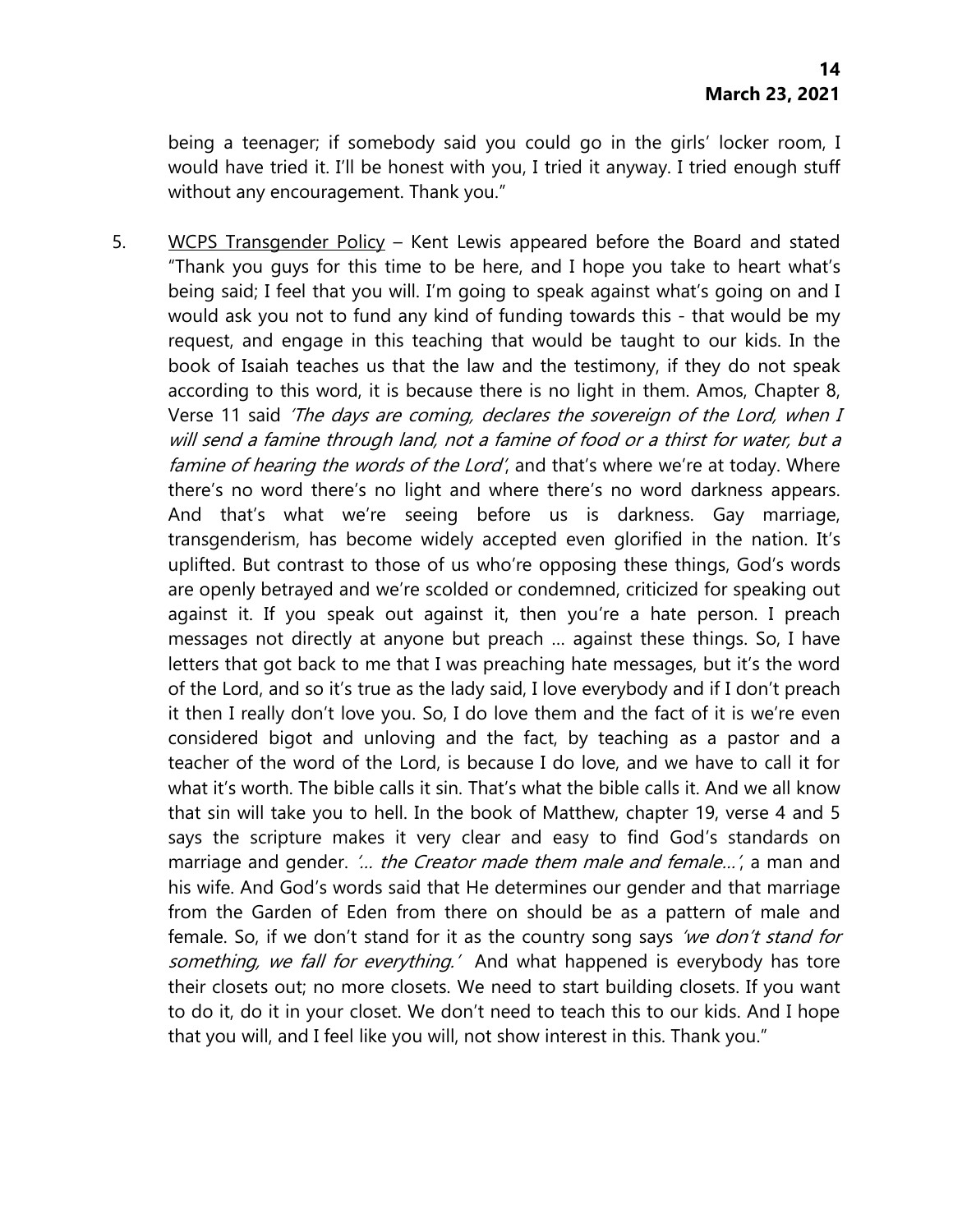being a teenager; if somebody said you could go in the girls' locker room, I would have tried it. I'll be honest with you, I tried it anyway. I tried enough stuff without any encouragement. Thank you."

5. <u>WCPS Transgender Policy</u> – Kent Lewis appeared before the Board and stated "Thank you guys for this time to be here, and I hope you take to heart what's being said; I feel that you will. I'm going to speak against what's going on and I would ask you not to fund any kind of funding towards this - that would be my request, and engage in this teaching that would be taught to our kids. In the book of Isaiah teaches us that the law and the testimony, if they do not speak according to this word, it is because there is no light in them. Amos, Chapter 8, Verse 11 said *'The days are coming, declares the sovereign of the Lord, when I will send a famine through land, not a famine of food or a thirst for water, but a famine of hearing the words of the Lord'*, and that's where we're at today. Where there's no word there's no light and where there's no word darkness appears. And that's what we're seeing before us is darkness. Gay marriage, transgenderism, has become widely accepted even glorified in the nation. It's uplifted. But contrast to those of us who're opposing these things, God's words are openly betrayed and we're scolded or condemned, criticized for speaking out against it. If you speak out against it, then you're a hate person. I preach messages not directly at anyone but preach … against these things. So, I have letters that got back to me that I was preaching hate messages, but it's the word of the Lord, and so it's true as the lady said, I love everybody and if I don't preach it then I really don't love you. So, I do love them and the fact of it is we're even considered bigot and unloving and the fact, by teaching as a pastor and a teacher of the word of the Lord, is because I do love, and we have to call it for what it's worth. The bible calls it sin. That's what the bible calls it. And we all know that sin will take you to hell. In the book of Matthew, chapter 19, verse 4 and 5 says the scripture makes it very clear and easy to find God's standards on marriage and gender. *'… the Creator made them male and female…'*, a man and his wife. And God's words said that He determines our gender and that marriage from the Garden of Eden from there on should be as a pattern of male and female. So, if we don't stand for it as the country song says *'we don't stand for something, we fall for everything.'* And what happened is everybody has tore their closets out; no more closets. We need to start building closets. If you want to do it, do it in your closet. We don't need to teach this to our kids. And I hope that you will, and I feel like you will, not show interest in this. Thank you."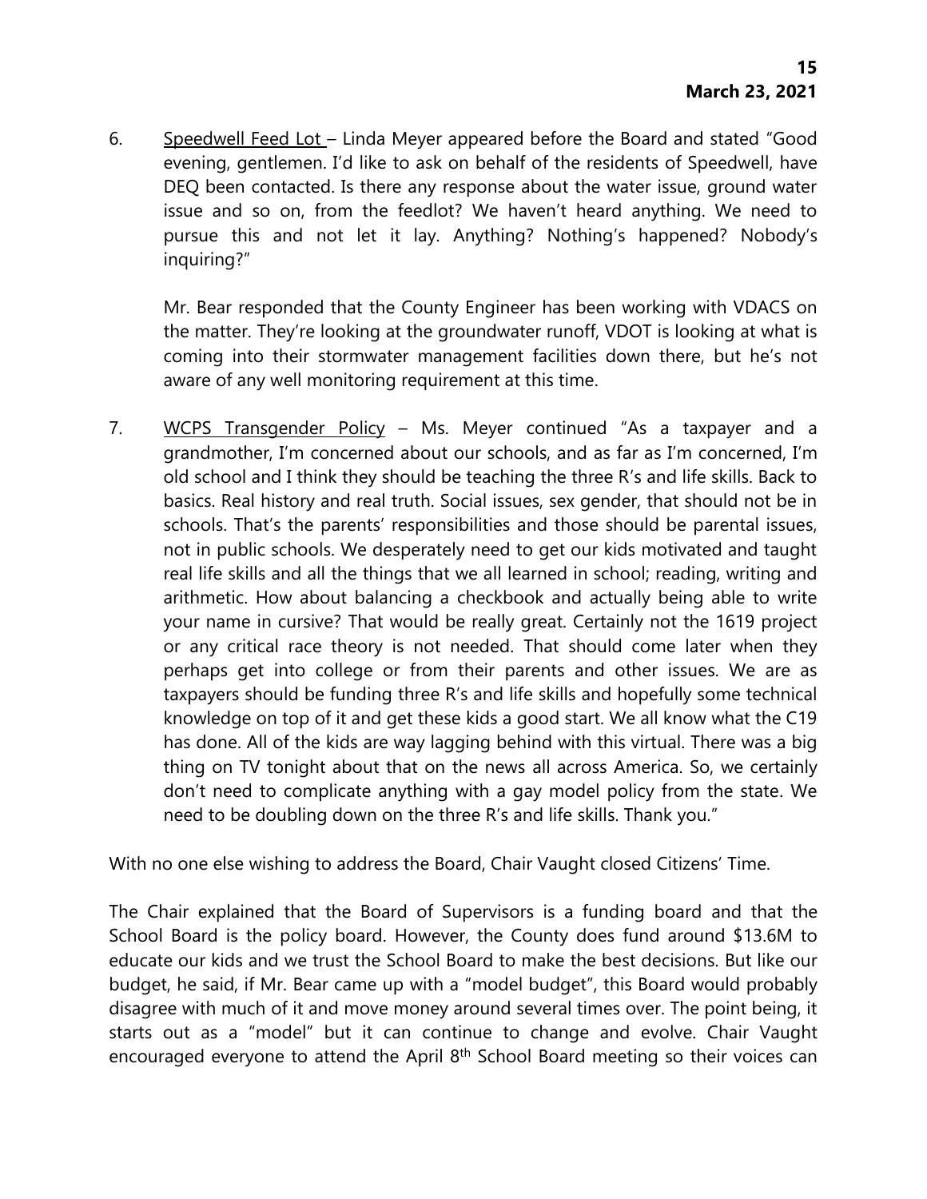6. <u>Speedwell Feed Lot</u> – Linda Meyer appeared before the Board and stated "Good evening, gentlemen. I'd like to ask on behalf of the residents of Speedwell, have DEQ been contacted. Is there any response about the water issue, ground water issue and so on, from the feedlot? We haven't heard anything. We need to pursue this and not let it lay. Anything? Nothing's happened? Nobody's inquiring?"

   Mr. Bear responded that the County Engineer has been working with VDACS on the matter. They're looking at the groundwater runoff, VDOT is looking at what is coming into their stormwater management facilities down there, but he's not aware of any well monitoring requirement at this time.

7. <u>WCPS Transgender Policy</u> – Ms. Meyer continued "As a taxpayer and a grandmother, I'm concerned about our schools, and as far as I'm concerned, I'm old school and I think they should be teaching the three R's and life skills. Back to basics. Real history and real truth. Social issues, sex gender, that should not be in schools. That's the parents' responsibilities and those should be parental issues, not in public schools. We desperately need to get our kids motivated and taught real life skills and all the things that we all learned in school; reading, writing and arithmetic. How about balancing a checkbook and actually being able to write your name in cursive? That would be really great. Certainly not the 1619 project or any critical race theory is not needed. That should come later when they perhaps get into college or from their parents and other issues. We are as taxpayers should be funding three R's and life skills and hopefully some technical knowledge on top of it and get these kids a good start. We all know what the C19 has done. All of the kids are way lagging behind with this virtual. There was a big thing on TV tonight about that on the news all across America. So, we certainly don't need to complicate anything with a gay model policy from the state. We need to be doubling down on the three R's and life skills. Thank you."

With no one else wishing to address the Board, Chair Vaught closed Citizens' Time.

The Chair explained that the Board of Supervisors is a funding board and that the School Board is the policy board. However, the County does fund around $13.6M to educate our kids and we trust the School Board to make the best decisions. But like our budget, he said, if Mr. Bear came up with a "model budget", this Board would probably disagree with much of it and move money around several times over. The point being, it starts out as a "model" but it can continue to change and evolve. Chair Vaught encouraged everyone to attend the April 8th School Board meeting so their voices can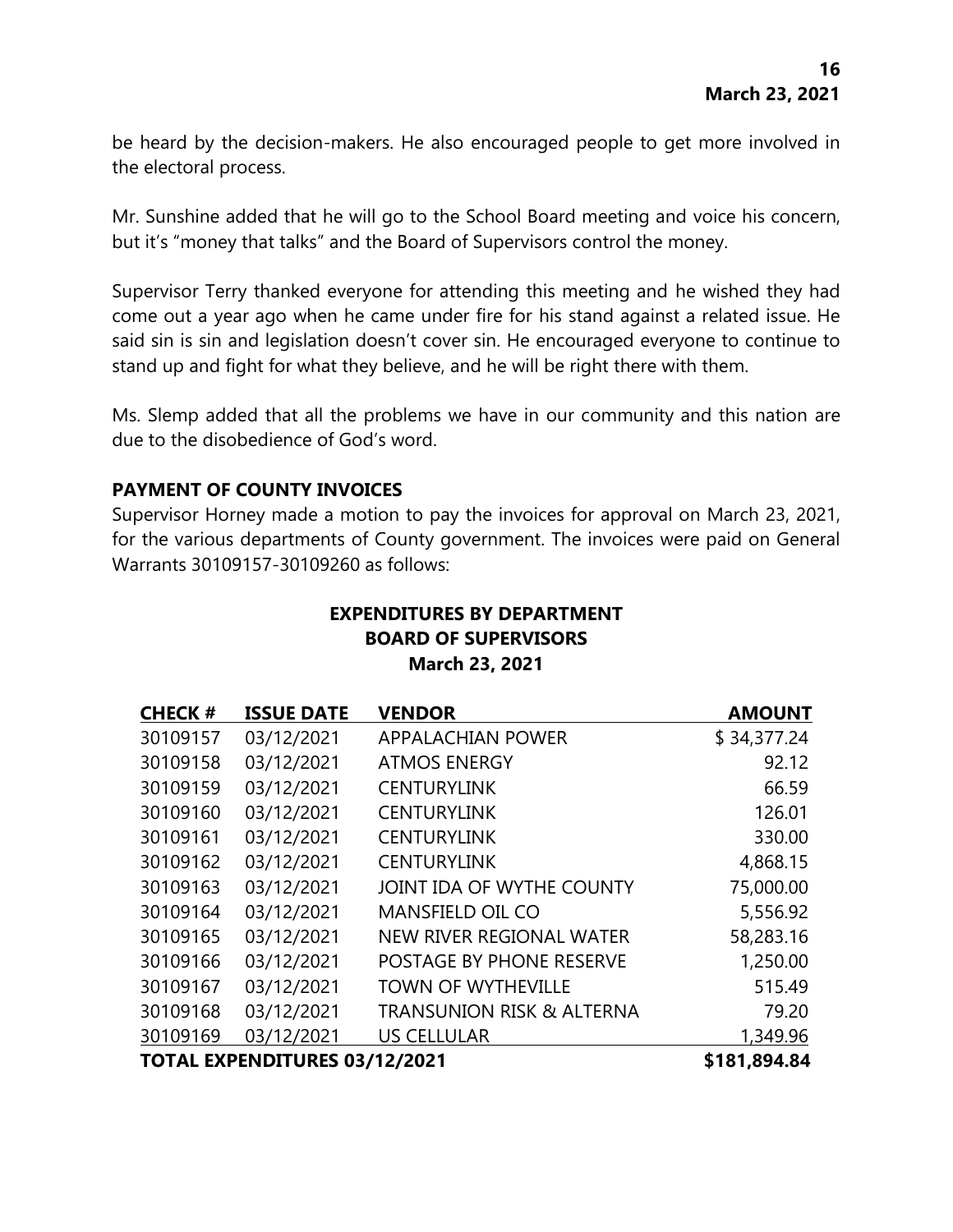be heard by the decision-makers. He also encouraged people to get more involved in the electoral process.

Mr. Sunshine added that he will go to the School Board meeting and voice his concern, but it's "money that talks" and the Board of Supervisors control the money.

Supervisor Terry thanked everyone for attending this meeting and he wished they had come out a year ago when he came under fire for his stand against a related issue. He said sin is sin and legislation doesn't cover sin. He encouraged everyone to continue to stand up and fight for what they believe, and he will be right there with them.

Ms. Slemp added that all the problems we have in our community and this nation are due to the disobedience of God's word.

**PAYMENT OF COUNTY INVOICES**

Supervisor Horney made a motion to pay the invoices for approval on March 23, 2021, for the various departments of County government. The invoices were paid on General Warrants 30109157-30109260 as follows:

**EXPENDITURES BY DEPARTMENT**
**BOARD OF SUPERVISORS**
**March 23, 2021**

| CHECK # | ISSUE DATE | VENDOR | AMOUNT |
|---|---|---|---|
| 30109157 | 03/12/2021 | APPALACHIAN POWER | $ 34,377.24 |
| 30109158 | 03/12/2021 | ATMOS ENERGY | 92.12 |
| 30109159 | 03/12/2021 | CENTURYLINK | 66.59 |
| 30109160 | 03/12/2021 | CENTURYLINK | 126.01 |
| 30109161 | 03/12/2021 | CENTURYLINK | 330.00 |
| 30109162 | 03/12/2021 | CENTURYLINK | 4,868.15 |
| 30109163 | 03/12/2021 | JOINT IDA OF WYTHE COUNTY | 75,000.00 |
| 30109164 | 03/12/2021 | MANSFIELD OIL CO | 5,556.92 |
| 30109165 | 03/12/2021 | NEW RIVER REGIONAL WATER | 58,283.16 |
| 30109166 | 03/12/2021 | POSTAGE BY PHONE RESERVE | 1,250.00 |
| 30109167 | 03/12/2021 | TOWN OF WYTHEVILLE | 515.49 |
| 30109168 | 03/12/2021 | TRANSUNION RISK & ALTERNA | 79.20 |
| 30109169 | 03/12/2021 | US CELLULAR | 1,349.96 |
| **TOTAL EXPENDITURES 03/12/2021** | | | **$181,894.84** |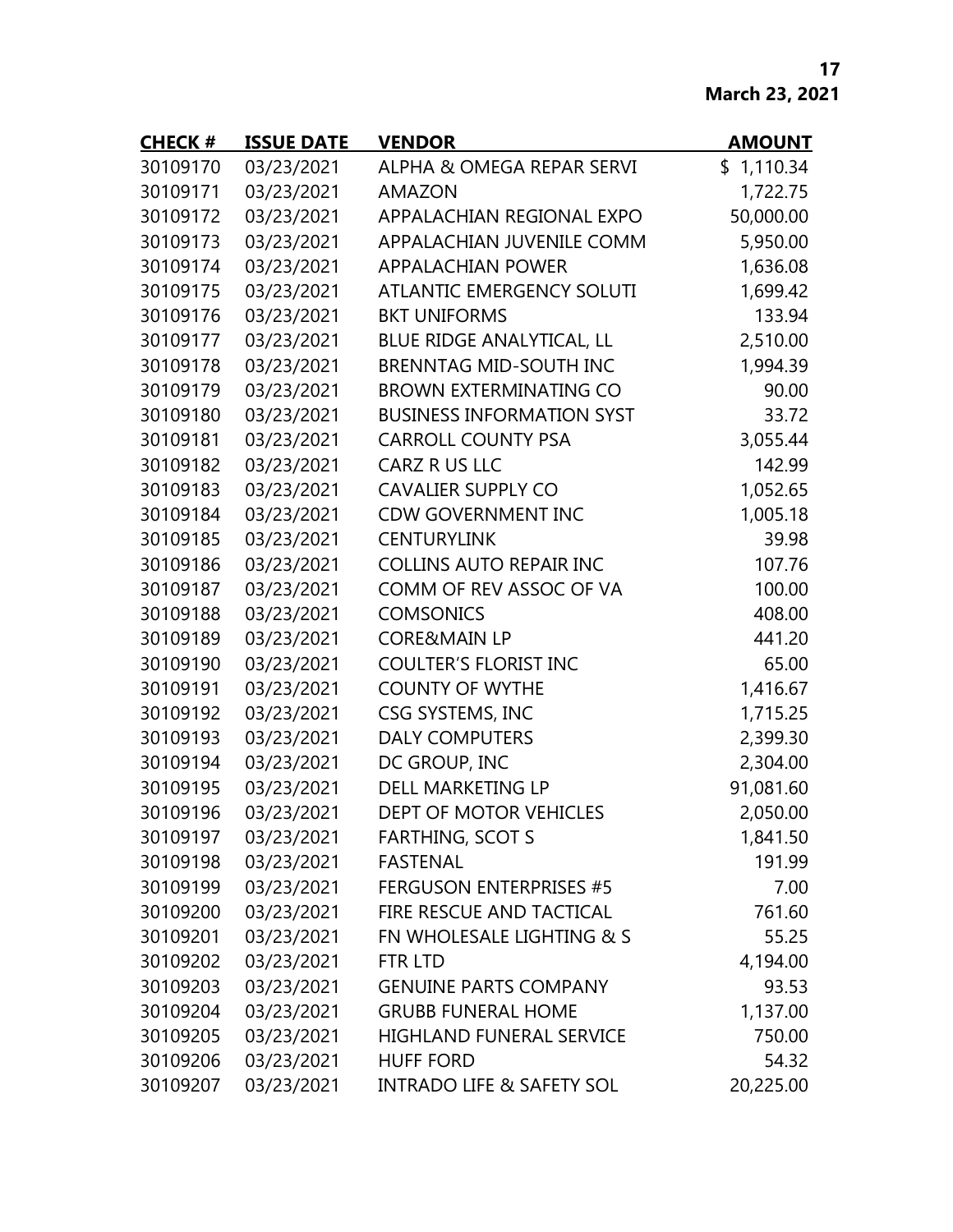| CHECK # | ISSUE DATE | VENDOR | AMOUNT |
|---|---|---|---|
| 30109170 | 03/23/2021 | ALPHA & OMEGA REPAR SERVI | $ 1,110.34 |
| 30109171 | 03/23/2021 | AMAZON | 1,722.75 |
| 30109172 | 03/23/2021 | APPALACHIAN REGIONAL EXPO | 50,000.00 |
| 30109173 | 03/23/2021 | APPALACHIAN JUVENILE COMM | 5,950.00 |
| 30109174 | 03/23/2021 | APPALACHIAN POWER | 1,636.08 |
| 30109175 | 03/23/2021 | ATLANTIC EMERGENCY SOLUTI | 1,699.42 |
| 30109176 | 03/23/2021 | BKT UNIFORMS | 133.94 |
| 30109177 | 03/23/2021 | BLUE RIDGE ANALYTICAL, LL | 2,510.00 |
| 30109178 | 03/23/2021 | BRENNTAG MID-SOUTH INC | 1,994.39 |
| 30109179 | 03/23/2021 | BROWN EXTERMINATING CO | 90.00 |
| 30109180 | 03/23/2021 | BUSINESS INFORMATION SYST | 33.72 |
| 30109181 | 03/23/2021 | CARROLL COUNTY PSA | 3,055.44 |
| 30109182 | 03/23/2021 | CARZ R US LLC | 142.99 |
| 30109183 | 03/23/2021 | CAVALIER SUPPLY CO | 1,052.65 |
| 30109184 | 03/23/2021 | CDW GOVERNMENT INC | 1,005.18 |
| 30109185 | 03/23/2021 | CENTURYLINK | 39.98 |
| 30109186 | 03/23/2021 | COLLINS AUTO REPAIR INC | 107.76 |
| 30109187 | 03/23/2021 | COMM OF REV ASSOC OF VA | 100.00 |
| 30109188 | 03/23/2021 | COMSONICS | 408.00 |
| 30109189 | 03/23/2021 | CORE&MAIN LP | 441.20 |
| 30109190 | 03/23/2021 | COULTER'S FLORIST INC | 65.00 |
| 30109191 | 03/23/2021 | COUNTY OF WYTHE | 1,416.67 |
| 30109192 | 03/23/2021 | CSG SYSTEMS, INC | 1,715.25 |
| 30109193 | 03/23/2021 | DALY COMPUTERS | 2,399.30 |
| 30109194 | 03/23/2021 | DC GROUP, INC | 2,304.00 |
| 30109195 | 03/23/2021 | DELL MARKETING LP | 91,081.60 |
| 30109196 | 03/23/2021 | DEPT OF MOTOR VEHICLES | 2,050.00 |
| 30109197 | 03/23/2021 | FARTHING, SCOT S | 1,841.50 |
| 30109198 | 03/23/2021 | FASTENAL | 191.99 |
| 30109199 | 03/23/2021 | FERGUSON ENTERPRISES #5 | 7.00 |
| 30109200 | 03/23/2021 | FIRE RESCUE AND TACTICAL | 761.60 |
| 30109201 | 03/23/2021 | FN WHOLESALE LIGHTING & S | 55.25 |
| 30109202 | 03/23/2021 | FTR LTD | 4,194.00 |
| 30109203 | 03/23/2021 | GENUINE PARTS COMPANY | 93.53 |
| 30109204 | 03/23/2021 | GRUBB FUNERAL HOME | 1,137.00 |
| 30109205 | 03/23/2021 | HIGHLAND FUNERAL SERVICE | 750.00 |
| 30109206 | 03/23/2021 | HUFF FORD | 54.32 |
| 30109207 | 03/23/2021 | INTRADO LIFE & SAFETY SOL | 20,225.00 |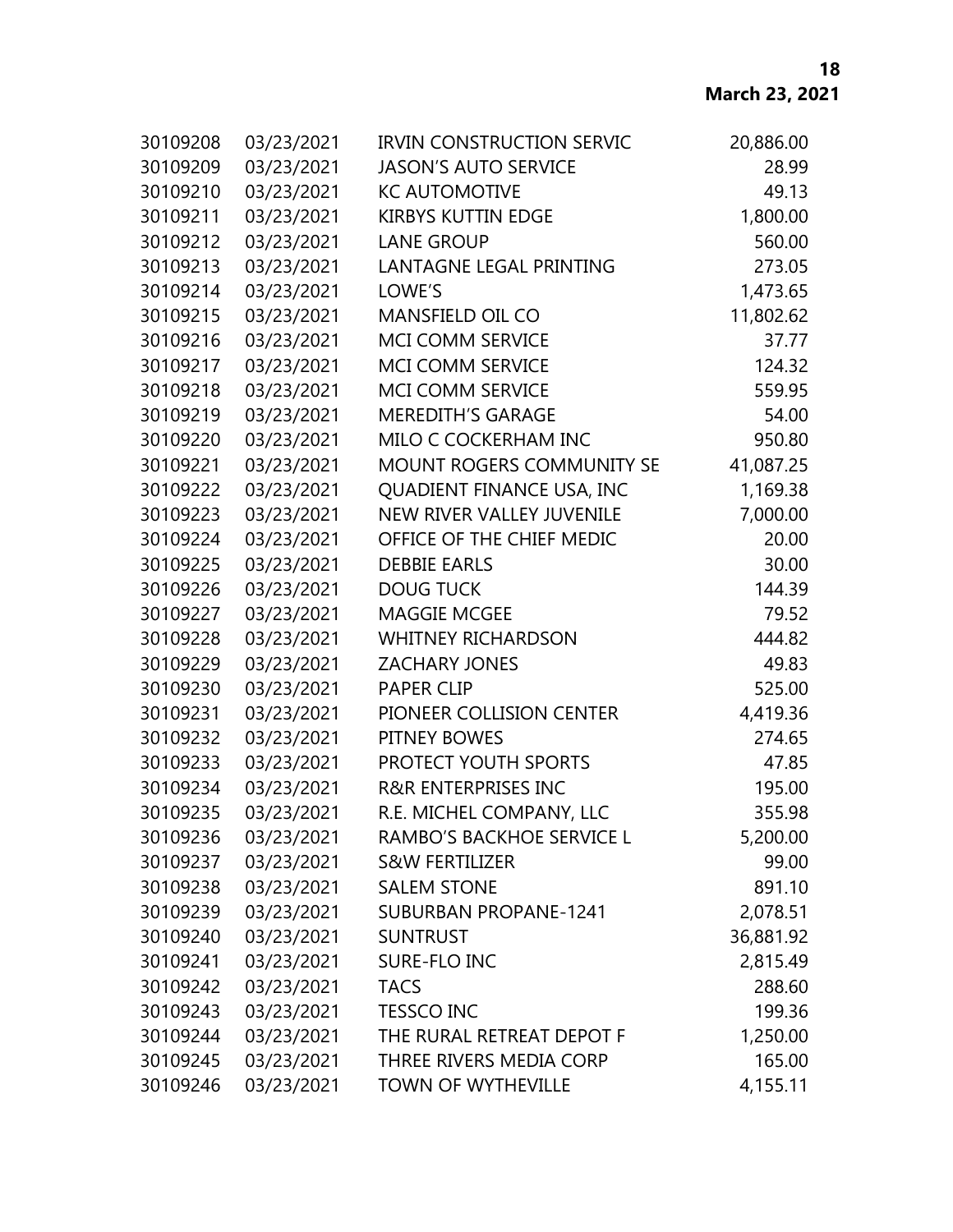| | | | |
|---|---|---|---|
| 30109208 | 03/23/2021 | IRVIN CONSTRUCTION SERVIC | 20,886.00 |
| 30109209 | 03/23/2021 | JASON'S AUTO SERVICE | 28.99 |
| 30109210 | 03/23/2021 | KC AUTOMOTIVE | 49.13 |
| 30109211 | 03/23/2021 | KIRBYS KUTTIN EDGE | 1,800.00 |
| 30109212 | 03/23/2021 | LANE GROUP | 560.00 |
| 30109213 | 03/23/2021 | LANTAGNE LEGAL PRINTING | 273.05 |
| 30109214 | 03/23/2021 | LOWE'S | 1,473.65 |
| 30109215 | 03/23/2021 | MANSFIELD OIL CO | 11,802.62 |
| 30109216 | 03/23/2021 | MCI COMM SERVICE | 37.77 |
| 30109217 | 03/23/2021 | MCI COMM SERVICE | 124.32 |
| 30109218 | 03/23/2021 | MCI COMM SERVICE | 559.95 |
| 30109219 | 03/23/2021 | MEREDITH'S GARAGE | 54.00 |
| 30109220 | 03/23/2021 | MILO C COCKERHAM INC | 950.80 |
| 30109221 | 03/23/2021 | MOUNT ROGERS COMMUNITY SE | 41,087.25 |
| 30109222 | 03/23/2021 | QUADIENT FINANCE USA, INC | 1,169.38 |
| 30109223 | 03/23/2021 | NEW RIVER VALLEY JUVENILE | 7,000.00 |
| 30109224 | 03/23/2021 | OFFICE OF THE CHIEF MEDIC | 20.00 |
| 30109225 | 03/23/2021 | DEBBIE EARLS | 30.00 |
| 30109226 | 03/23/2021 | DOUG TUCK | 144.39 |
| 30109227 | 03/23/2021 | MAGGIE MCGEE | 79.52 |
| 30109228 | 03/23/2021 | WHITNEY RICHARDSON | 444.82 |
| 30109229 | 03/23/2021 | ZACHARY JONES | 49.83 |
| 30109230 | 03/23/2021 | PAPER CLIP | 525.00 |
| 30109231 | 03/23/2021 | PIONEER COLLISION CENTER | 4,419.36 |
| 30109232 | 03/23/2021 | PITNEY BOWES | 274.65 |
| 30109233 | 03/23/2021 | PROTECT YOUTH SPORTS | 47.85 |
| 30109234 | 03/23/2021 | R&R ENTERPRISES INC | 195.00 |
| 30109235 | 03/23/2021 | R.E. MICHEL COMPANY, LLC | 355.98 |
| 30109236 | 03/23/2021 | RAMBO'S BACKHOE SERVICE L | 5,200.00 |
| 30109237 | 03/23/2021 | S&W FERTILIZER | 99.00 |
| 30109238 | 03/23/2021 | SALEM STONE | 891.10 |
| 30109239 | 03/23/2021 | SUBURBAN PROPANE-1241 | 2,078.51 |
| 30109240 | 03/23/2021 | SUNTRUST | 36,881.92 |
| 30109241 | 03/23/2021 | SURE-FLO INC | 2,815.49 |
| 30109242 | 03/23/2021 | TACS | 288.60 |
| 30109243 | 03/23/2021 | TESSCO INC | 199.36 |
| 30109244 | 03/23/2021 | THE RURAL RETREAT DEPOT F | 1,250.00 |
| 30109245 | 03/23/2021 | THREE RIVERS MEDIA CORP | 165.00 |
| 30109246 | 03/23/2021 | TOWN OF WYTHEVILLE | 4,155.11 |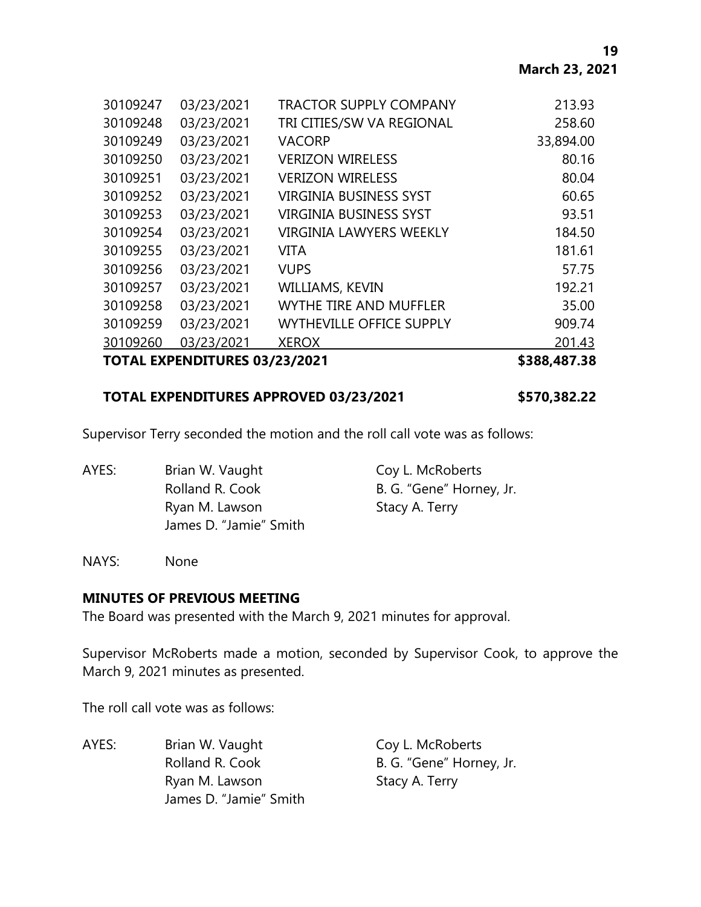| | | | |
|---|---|---|---|
| 30109247 | 03/23/2021 | TRACTOR SUPPLY COMPANY | 213.93 |
| 30109248 | 03/23/2021 | TRI CITIES/SW VA REGIONAL | 258.60 |
| 30109249 | 03/23/2021 | VACORP | 33,894.00 |
| 30109250 | 03/23/2021 | VERIZON WIRELESS | 80.16 |
| 30109251 | 03/23/2021 | VERIZON WIRELESS | 80.04 |
| 30109252 | 03/23/2021 | VIRGINIA BUSINESS SYST | 60.65 |
| 30109253 | 03/23/2021 | VIRGINIA BUSINESS SYST | 93.51 |
| 30109254 | 03/23/2021 | VIRGINIA LAWYERS WEEKLY | 184.50 |
| 30109255 | 03/23/2021 | VITA | 181.61 |
| 30109256 | 03/23/2021 | VUPS | 57.75 |
| 30109257 | 03/23/2021 | WILLIAMS, KEVIN | 192.21 |
| 30109258 | 03/23/2021 | WYTHE TIRE AND MUFFLER | 35.00 |
| 30109259 | 03/23/2021 | WYTHEVILLE OFFICE SUPPLY | 909.74 |
| 30109260 | 03/23/2021 | XEROX | 201.43 |
| **TOTAL EXPENDITURES 03/23/2021** | | | **$388,487.38** |

**TOTAL EXPENDITURES APPROVED 03/23/2021 $570,382.22**

Supervisor Terry seconded the motion and the roll call vote was as follows:

AYES: Brian W. Vaught, Coy L. McRoberts, Rolland R. Cook, B. G. "Gene" Horney, Jr., Ryan M. Lawson, Stacy A. Terry, James D. "Jamie" Smith

NAYS: None

**MINUTES OF PREVIOUS MEETING**

The Board was presented with the March 9, 2021 minutes for approval.

Supervisor McRoberts made a motion, seconded by Supervisor Cook, to approve the March 9, 2021 minutes as presented.

The roll call vote was as follows:

AYES: Brian W. Vaught, Coy L. McRoberts, Rolland R. Cook, B. G. "Gene" Horney, Jr., Ryan M. Lawson, Stacy A. Terry, James D. "Jamie" Smith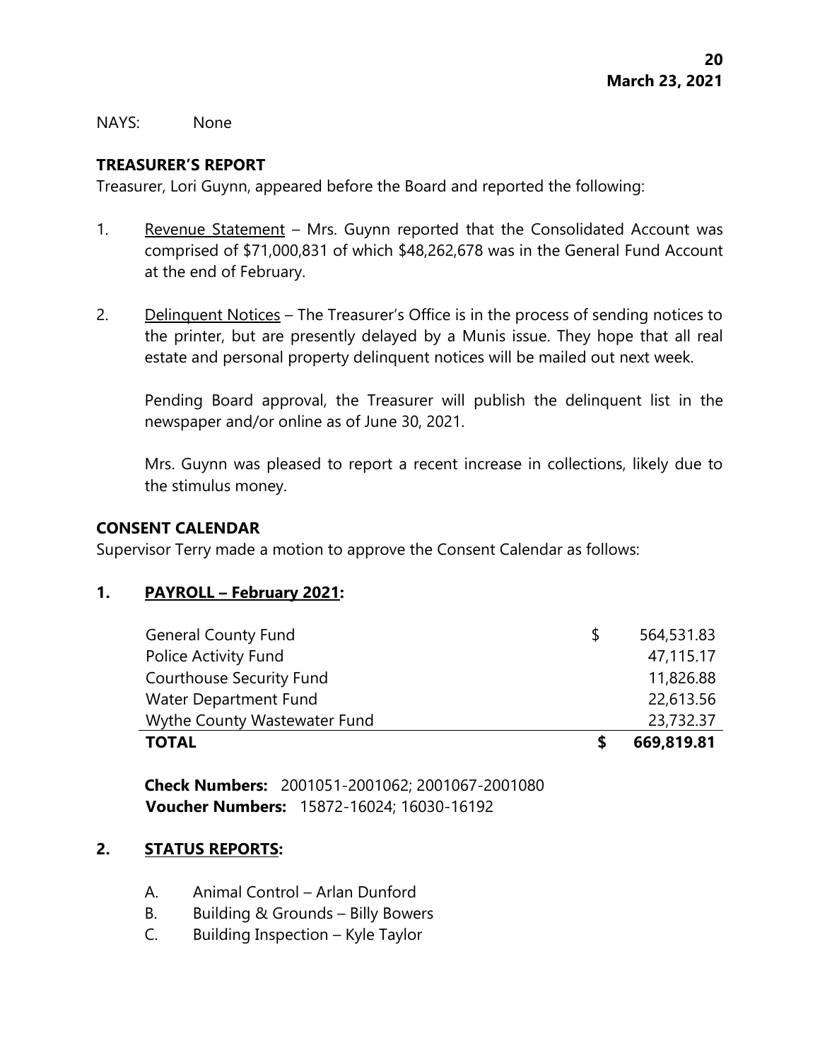NAYS: None

**TREASURER'S REPORT**

Treasurer, Lori Guynn, appeared before the Board and reported the following:

1. Revenue Statement – Mrs. Guynn reported that the Consolidated Account was comprised of $71,000,831 of which $48,262,678 was in the General Fund Account at the end of February.

2. Delinquent Notices – The Treasurer's Office is in the process of sending notices to the printer, but are presently delayed by a Munis issue. They hope that all real estate and personal property delinquent notices will be mailed out next week.

   Pending Board approval, the Treasurer will publish the delinquent list in the newspaper and/or online as of June 30, 2021.

   Mrs. Guynn was pleased to report a recent increase in collections, likely due to the stimulus money.

**CONSENT CALENDAR**

Supervisor Terry made a motion to approve the Consent Calendar as follows:

**1. PAYROLL – February 2021:**

| | | |
|---|---|---|
| General County Fund | $ | 564,531.83 |
| Police Activity Fund | | 47,115.17 |
| Courthouse Security Fund | | 11,826.88 |
| Water Department Fund | | 22,613.56 |
| Wythe County Wastewater Fund | | 23,732.37 |
| **TOTAL** | **$** | **669,819.81** |

**Check Numbers:** 2001051-2001062; 2001067-2001080
**Voucher Numbers:** 15872-16024; 16030-16192

**2. STATUS REPORTS:**

A. Animal Control – Arlan Dunford
B. Building & Grounds – Billy Bowers
C. Building Inspection – Kyle Taylor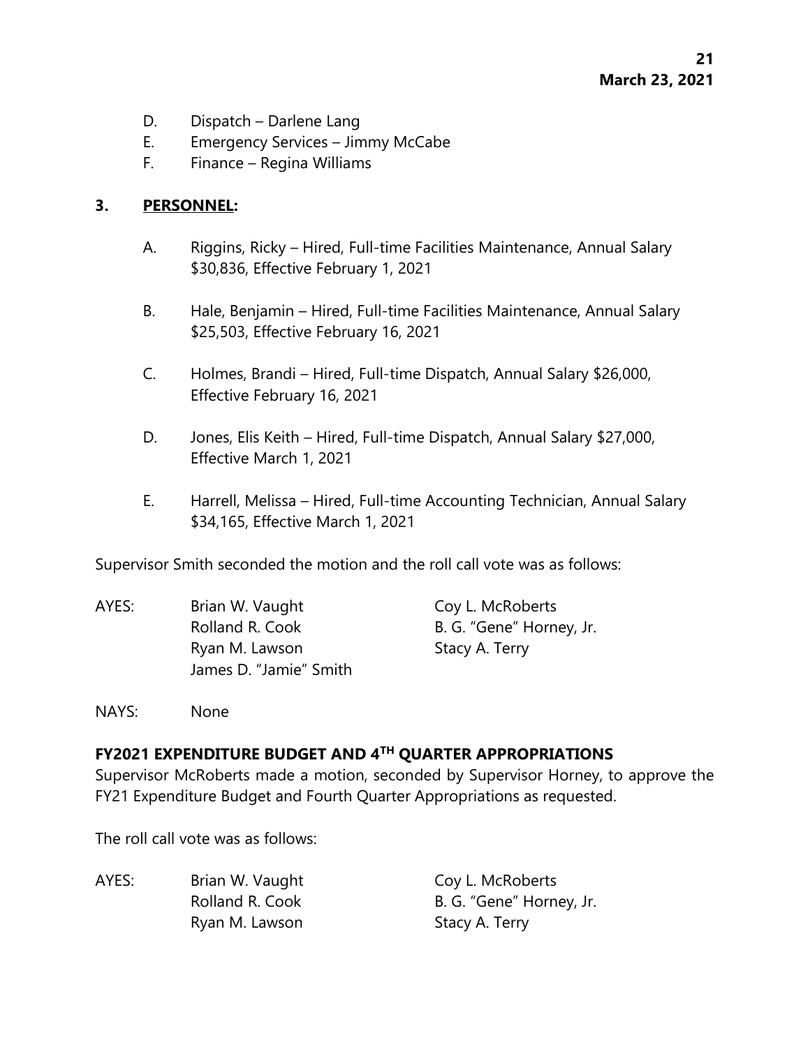D. Dispatch – Darlene Lang
E. Emergency Services – Jimmy McCabe
F. Finance – Regina Williams

**3. PERSONNEL:**

A. Riggins, Ricky – Hired, Full-time Facilities Maintenance, Annual Salary $30,836, Effective February 1, 2021

B. Hale, Benjamin – Hired, Full-time Facilities Maintenance, Annual Salary $25,503, Effective February 16, 2021

C. Holmes, Brandi – Hired, Full-time Dispatch, Annual Salary $26,000, Effective February 16, 2021

D. Jones, Elis Keith – Hired, Full-time Dispatch, Annual Salary $27,000, Effective March 1, 2021

E. Harrell, Melissa – Hired, Full-time Accounting Technician, Annual Salary $34,165, Effective March 1, 2021

Supervisor Smith seconded the motion and the roll call vote was as follows:

AYES: Brian W. Vaught, Coy L. McRoberts, Rolland R. Cook, B. G. "Gene" Horney, Jr., Ryan M. Lawson, Stacy A. Terry, James D. "Jamie" Smith

NAYS: None

**FY2021 EXPENDITURE BUDGET AND 4TH QUARTER APPROPRIATIONS**

Supervisor McRoberts made a motion, seconded by Supervisor Horney, to approve the FY21 Expenditure Budget and Fourth Quarter Appropriations as requested.

The roll call vote was as follows:

AYES: Brian W. Vaught, Coy L. McRoberts, Rolland R. Cook, B. G. "Gene" Horney, Jr., Ryan M. Lawson, Stacy A. Terry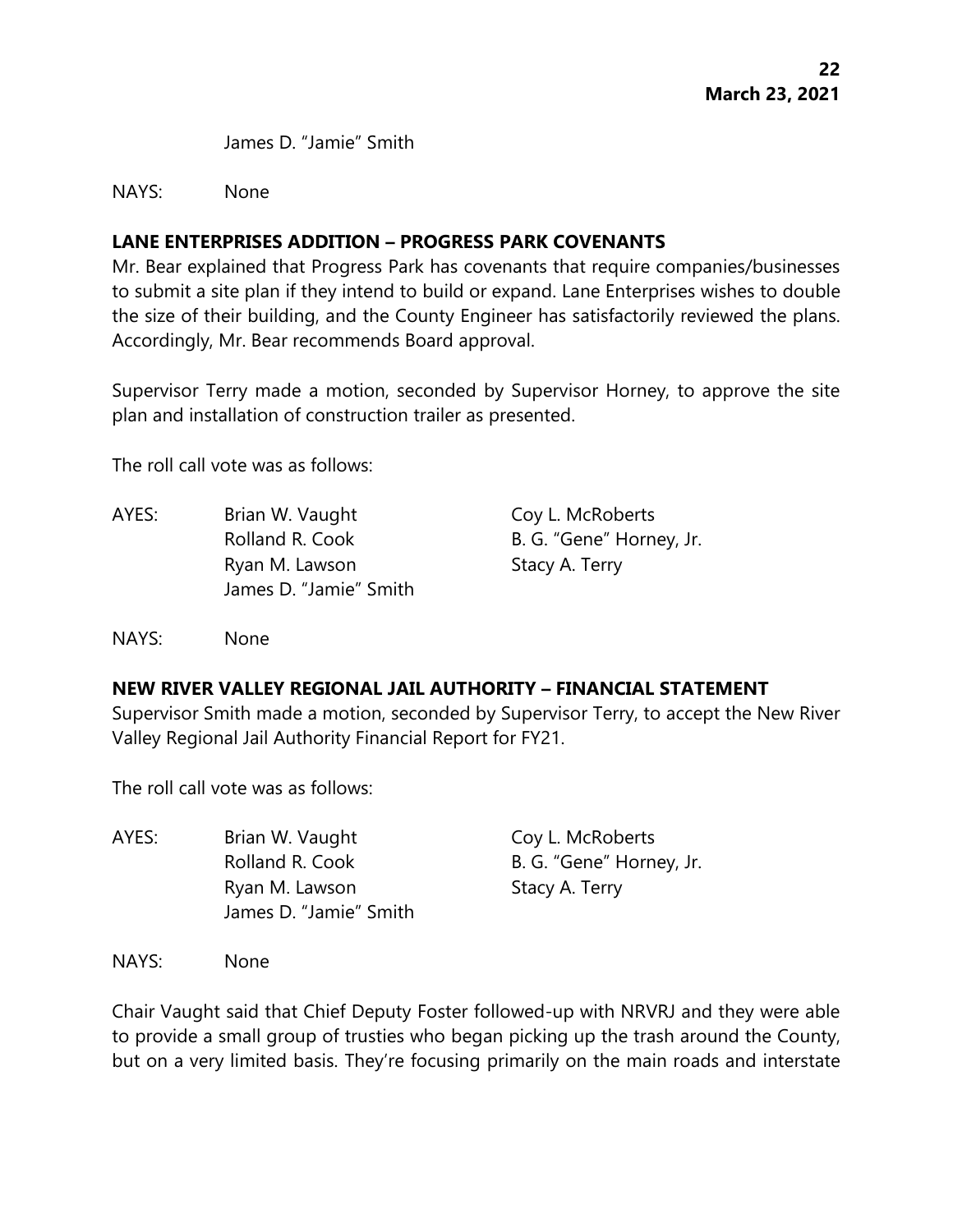James D. "Jamie" Smith

NAYS: None

**LANE ENTERPRISES ADDITION – PROGRESS PARK COVENANTS**

Mr. Bear explained that Progress Park has covenants that require companies/businesses to submit a site plan if they intend to build or expand. Lane Enterprises wishes to double the size of their building, and the County Engineer has satisfactorily reviewed the plans. Accordingly, Mr. Bear recommends Board approval.

Supervisor Terry made a motion, seconded by Supervisor Horney, to approve the site plan and installation of construction trailer as presented.

The roll call vote was as follows:

AYES: Brian W. Vaught, Coy L. McRoberts, Rolland R. Cook, B. G. "Gene" Horney, Jr., Ryan M. Lawson, Stacy A. Terry, James D. "Jamie" Smith

NAYS: None

**NEW RIVER VALLEY REGIONAL JAIL AUTHORITY – FINANCIAL STATEMENT**

Supervisor Smith made a motion, seconded by Supervisor Terry, to accept the New River Valley Regional Jail Authority Financial Report for FY21.

The roll call vote was as follows:

AYES: Brian W. Vaught, Coy L. McRoberts, Rolland R. Cook, B. G. "Gene" Horney, Jr., Ryan M. Lawson, Stacy A. Terry, James D. "Jamie" Smith

NAYS: None

Chair Vaught said that Chief Deputy Foster followed-up with NRVRJ and they were able to provide a small group of trusties who began picking up the trash around the County, but on a very limited basis. They're focusing primarily on the main roads and interstate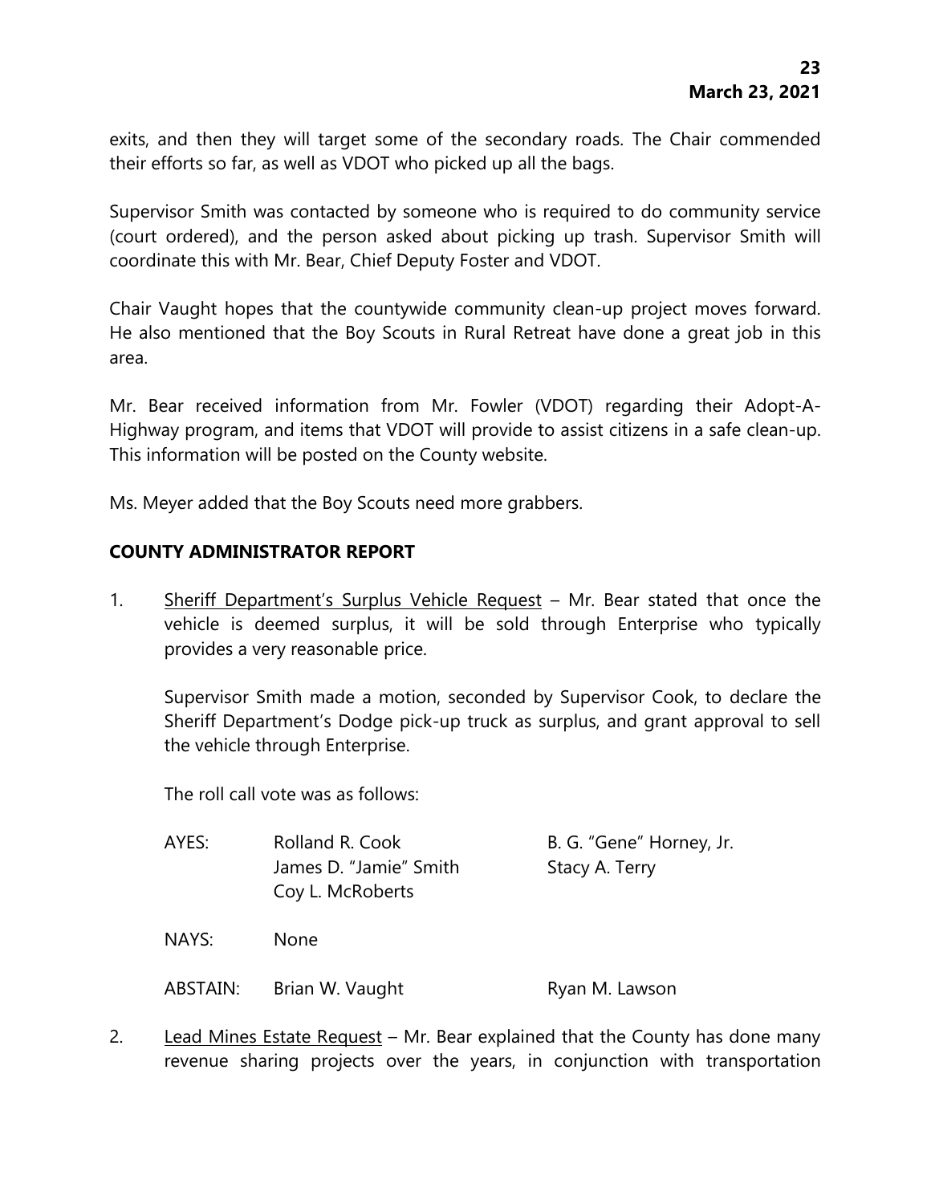exits, and then they will target some of the secondary roads. The Chair commended their efforts so far, as well as VDOT who picked up all the bags.

Supervisor Smith was contacted by someone who is required to do community service (court ordered), and the person asked about picking up trash. Supervisor Smith will coordinate this with Mr. Bear, Chief Deputy Foster and VDOT.

Chair Vaught hopes that the countywide community clean-up project moves forward. He also mentioned that the Boy Scouts in Rural Retreat have done a great job in this area.

Mr. Bear received information from Mr. Fowler (VDOT) regarding their Adopt-A-Highway program, and items that VDOT will provide to assist citizens in a safe clean-up. This information will be posted on the County website.

Ms. Meyer added that the Boy Scouts need more grabbers.

## COUNTY ADMINISTRATOR REPORT

1. Sheriff Department's Surplus Vehicle Request – Mr. Bear stated that once the vehicle is deemed surplus, it will be sold through Enterprise who typically provides a very reasonable price.

   Supervisor Smith made a motion, seconded by Supervisor Cook, to declare the Sheriff Department's Dodge pick-up truck as surplus, and grant approval to sell the vehicle through Enterprise.

   The roll call vote was as follows:

   | | | |
   |---|---|---|
   | AYES: | Rolland R. Cook | B. G. "Gene" Horney, Jr. |
   | | James D. "Jamie" Smith | Stacy A. Terry |
   | | Coy L. McRoberts | |
   | NAYS: | None | |
   | ABSTAIN: | Brian W. Vaught | Ryan M. Lawson |

2. Lead Mines Estate Request – Mr. Bear explained that the County has done many revenue sharing projects over the years, in conjunction with transportation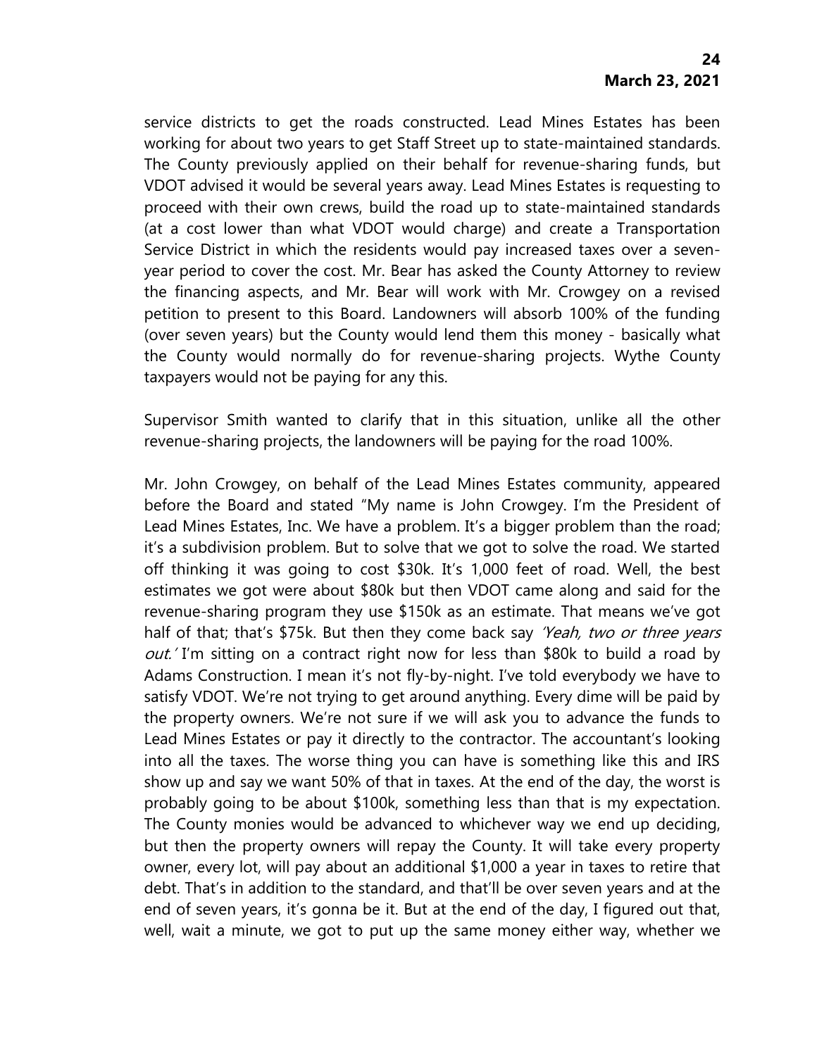service districts to get the roads constructed. Lead Mines Estates has been working for about two years to get Staff Street up to state-maintained standards. The County previously applied on their behalf for revenue-sharing funds, but VDOT advised it would be several years away. Lead Mines Estates is requesting to proceed with their own crews, build the road up to state-maintained standards (at a cost lower than what VDOT would charge) and create a Transportation Service District in which the residents would pay increased taxes over a seven-year period to cover the cost. Mr. Bear has asked the County Attorney to review the financing aspects, and Mr. Bear will work with Mr. Crowgey on a revised petition to present to this Board. Landowners will absorb 100% of the funding (over seven years) but the County would lend them this money - basically what the County would normally do for revenue-sharing projects. Wythe County taxpayers would not be paying for any this.

Supervisor Smith wanted to clarify that in this situation, unlike all the other revenue-sharing projects, the landowners will be paying for the road 100%.

Mr. John Crowgey, on behalf of the Lead Mines Estates community, appeared before the Board and stated "My name is John Crowgey. I'm the President of Lead Mines Estates, Inc. We have a problem. It's a bigger problem than the road; it's a subdivision problem. But to solve that we got to solve the road. We started off thinking it was going to cost $30k. It's 1,000 feet of road. Well, the best estimates we got were about $80k but then VDOT came along and said for the revenue-sharing program they use $150k as an estimate. That means we've got half of that; that's $75k. But then they come back say *'Yeah, two or three years out.'* I'm sitting on a contract right now for less than $80k to build a road by Adams Construction. I mean it's not fly-by-night. I've told everybody we have to satisfy VDOT. We're not trying to get around anything. Every dime will be paid by the property owners. We're not sure if we will ask you to advance the funds to Lead Mines Estates or pay it directly to the contractor. The accountant's looking into all the taxes. The worse thing you can have is something like this and IRS show up and say we want 50% of that in taxes. At the end of the day, the worst is probably going to be about $100k, something less than that is my expectation. The County monies would be advanced to whichever way we end up deciding, but then the property owners will repay the County. It will take every property owner, every lot, will pay about an additional $1,000 a year in taxes to retire that debt. That's in addition to the standard, and that'll be over seven years and at the end of seven years, it's gonna be it. But at the end of the day, I figured out that, well, wait a minute, we got to put up the same money either way, whether we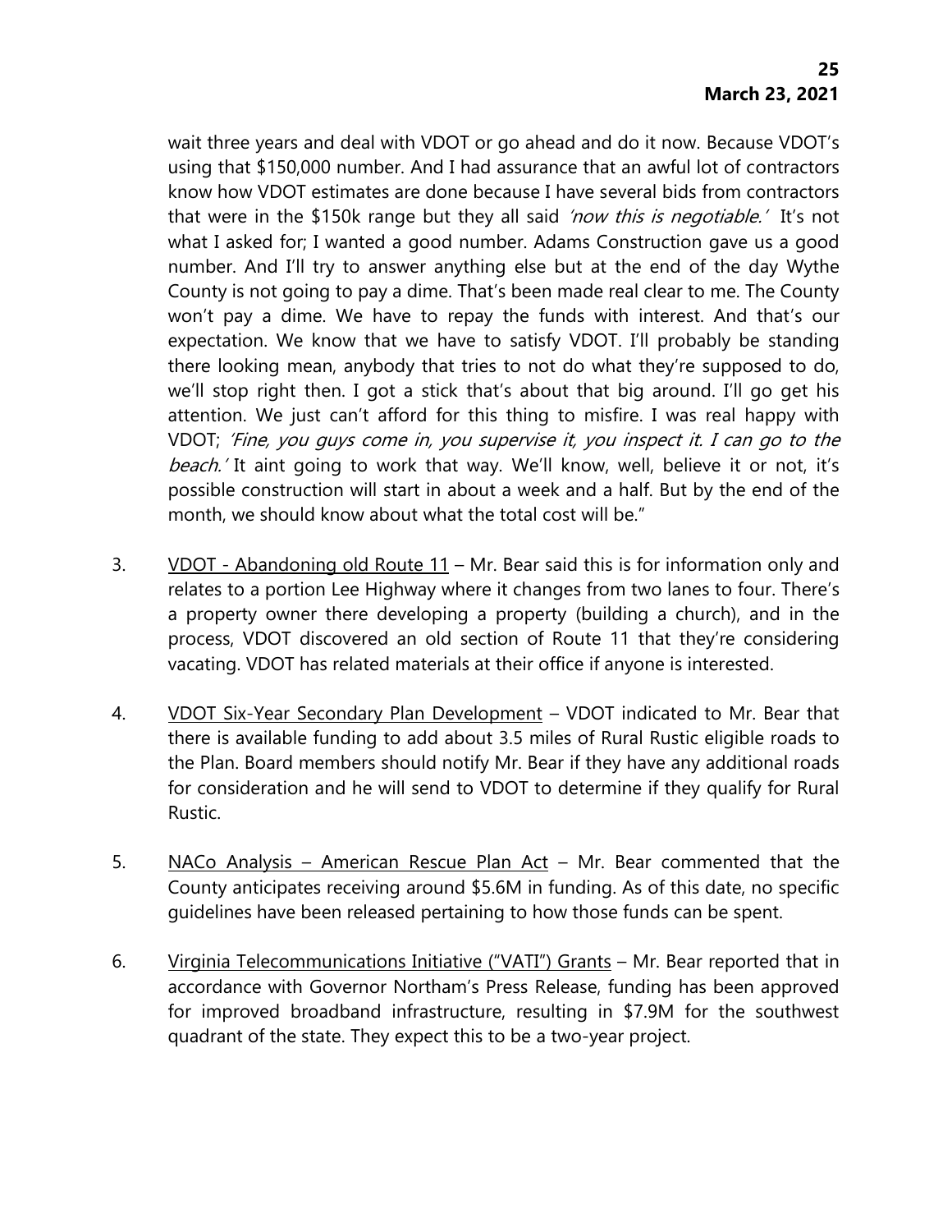wait three years and deal with VDOT or go ahead and do it now. Because VDOT's using that $150,000 number. And I had assurance that an awful lot of contractors know how VDOT estimates are done because I have several bids from contractors that were in the $150k range but they all said *'now this is negotiable.'* It's not what I asked for; I wanted a good number. Adams Construction gave us a good number. And I'll try to answer anything else but at the end of the day Wythe County is not going to pay a dime. That's been made real clear to me. The County won't pay a dime. We have to repay the funds with interest. And that's our expectation. We know that we have to satisfy VDOT. I'll probably be standing there looking mean, anybody that tries to not do what they're supposed to do, we'll stop right then. I got a stick that's about that big around. I'll go get his attention. We just can't afford for this thing to misfire. I was real happy with VDOT; *'Fine, you guys come in, you supervise it, you inspect it. I can go to the beach.'* It aint going to work that way. We'll know, well, believe it or not, it's possible construction will start in about a week and a half. But by the end of the month, we should know about what the total cost will be."

3. VDOT - Abandoning old Route 11 – Mr. Bear said this is for information only and relates to a portion Lee Highway where it changes from two lanes to four. There's a property owner there developing a property (building a church), and in the process, VDOT discovered an old section of Route 11 that they're considering vacating. VDOT has related materials at their office if anyone is interested.

4. VDOT Six-Year Secondary Plan Development – VDOT indicated to Mr. Bear that there is available funding to add about 3.5 miles of Rural Rustic eligible roads to the Plan. Board members should notify Mr. Bear if they have any additional roads for consideration and he will send to VDOT to determine if they qualify for Rural Rustic.

5. NACo Analysis – American Rescue Plan Act – Mr. Bear commented that the County anticipates receiving around $5.6M in funding. As of this date, no specific guidelines have been released pertaining to how those funds can be spent.

6. Virginia Telecommunications Initiative ("VATI") Grants – Mr. Bear reported that in accordance with Governor Northam's Press Release, funding has been approved for improved broadband infrastructure, resulting in $7.9M for the southwest quadrant of the state. They expect this to be a two-year project.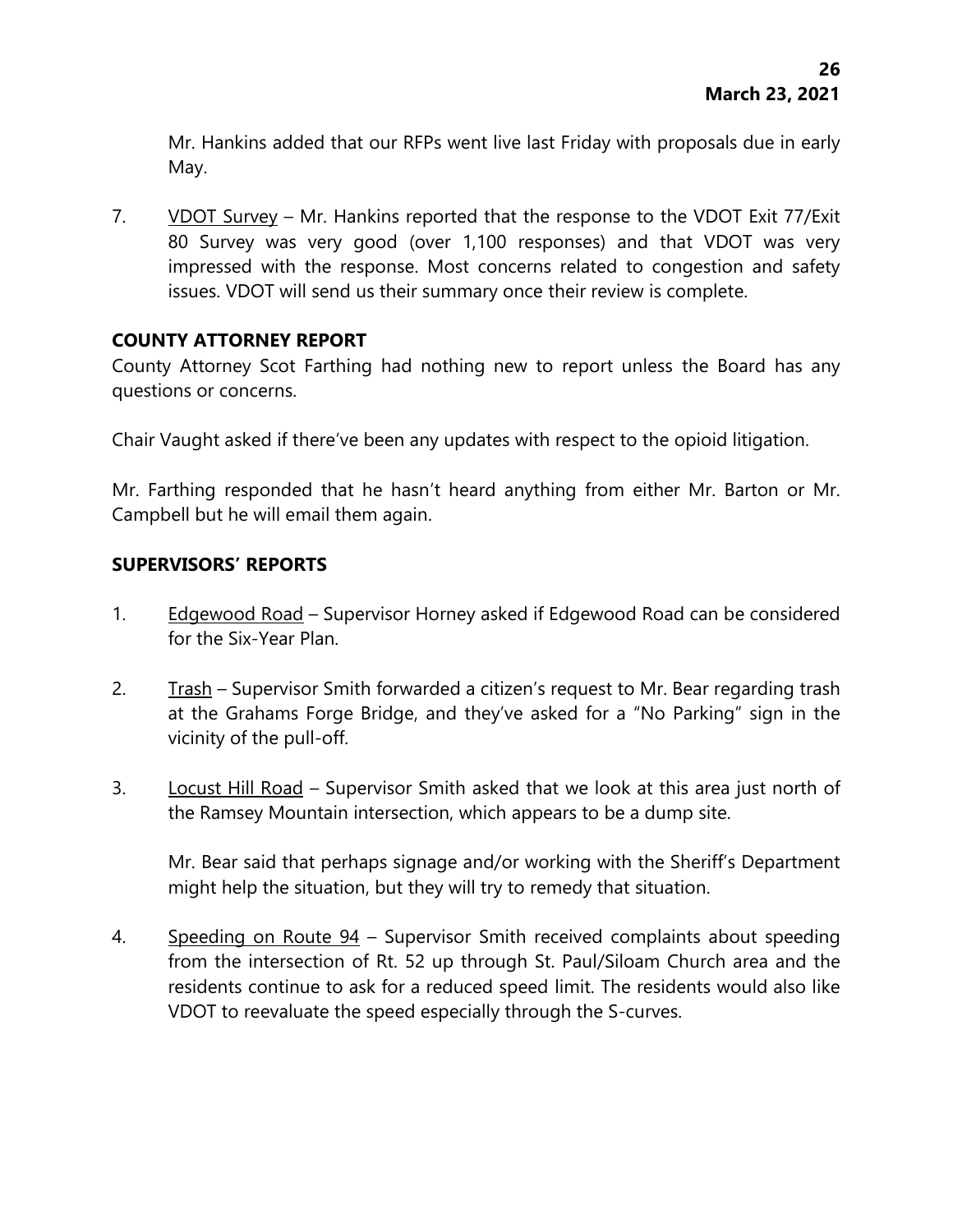Mr. Hankins added that our RFPs went live last Friday with proposals due in early May.

7. VDOT Survey – Mr. Hankins reported that the response to the VDOT Exit 77/Exit 80 Survey was very good (over 1,100 responses) and that VDOT was very impressed with the response. Most concerns related to congestion and safety issues. VDOT will send us their summary once their review is complete.

**COUNTY ATTORNEY REPORT**

County Attorney Scot Farthing had nothing new to report unless the Board has any questions or concerns.

Chair Vaught asked if there've been any updates with respect to the opioid litigation.

Mr. Farthing responded that he hasn't heard anything from either Mr. Barton or Mr. Campbell but he will email them again.

**SUPERVISORS' REPORTS**

1. Edgewood Road – Supervisor Horney asked if Edgewood Road can be considered for the Six-Year Plan.

2. Trash – Supervisor Smith forwarded a citizen's request to Mr. Bear regarding trash at the Grahams Forge Bridge, and they've asked for a "No Parking" sign in the vicinity of the pull-off.

3. Locust Hill Road – Supervisor Smith asked that we look at this area just north of the Ramsey Mountain intersection, which appears to be a dump site.

   Mr. Bear said that perhaps signage and/or working with the Sheriff's Department might help the situation, but they will try to remedy that situation.

4. Speeding on Route 94 – Supervisor Smith received complaints about speeding from the intersection of Rt. 52 up through St. Paul/Siloam Church area and the residents continue to ask for a reduced speed limit. The residents would also like VDOT to reevaluate the speed especially through the S-curves.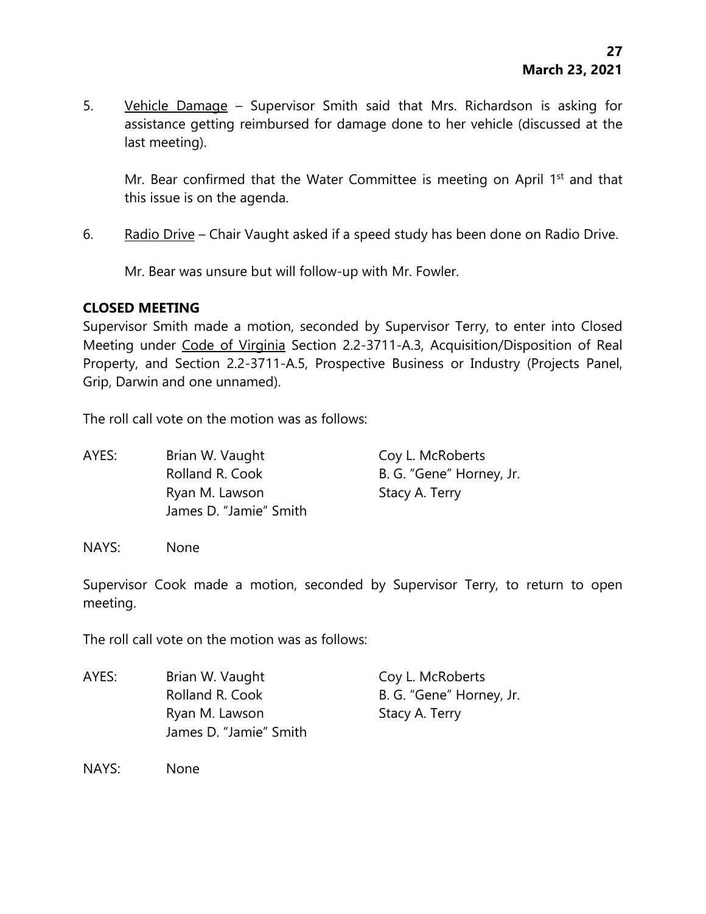5. Vehicle Damage – Supervisor Smith said that Mrs. Richardson is asking for assistance getting reimbursed for damage done to her vehicle (discussed at the last meeting).

   Mr. Bear confirmed that the Water Committee is meeting on April 1st and that this issue is on the agenda.

6. Radio Drive – Chair Vaught asked if a speed study has been done on Radio Drive.

   Mr. Bear was unsure but will follow-up with Mr. Fowler.

**CLOSED MEETING**

Supervisor Smith made a motion, seconded by Supervisor Terry, to enter into Closed Meeting under Code of Virginia Section 2.2-3711-A.3, Acquisition/Disposition of Real Property, and Section 2.2-3711-A.5, Prospective Business or Industry (Projects Panel, Grip, Darwin and one unnamed).

The roll call vote on the motion was as follows:

AYES: Brian W. Vaught, Coy L. McRoberts, Rolland R. Cook, B. G. "Gene" Horney, Jr., Ryan M. Lawson, Stacy A. Terry, James D. "Jamie" Smith

NAYS: None

Supervisor Cook made a motion, seconded by Supervisor Terry, to return to open meeting.

The roll call vote on the motion was as follows:

AYES: Brian W. Vaught, Coy L. McRoberts, Rolland R. Cook, B. G. "Gene" Horney, Jr., Ryan M. Lawson, Stacy A. Terry, James D. "Jamie" Smith

NAYS: None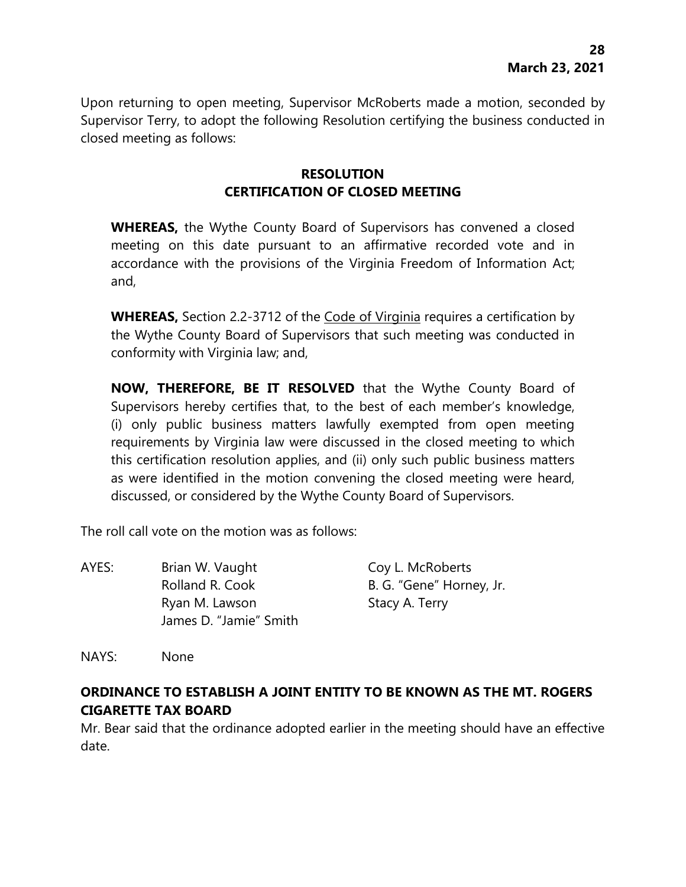Upon returning to open meeting, Supervisor McRoberts made a motion, seconded by Supervisor Terry, to adopt the following Resolution certifying the business conducted in closed meeting as follows:

**RESOLUTION**
**CERTIFICATION OF CLOSED MEETING**

**WHEREAS,** the Wythe County Board of Supervisors has convened a closed meeting on this date pursuant to an affirmative recorded vote and in accordance with the provisions of the Virginia Freedom of Information Act; and,

**WHEREAS,** Section 2.2-3712 of the Code of Virginia requires a certification by the Wythe County Board of Supervisors that such meeting was conducted in conformity with Virginia law; and,

**NOW, THEREFORE, BE IT RESOLVED** that the Wythe County Board of Supervisors hereby certifies that, to the best of each member's knowledge, (i) only public business matters lawfully exempted from open meeting requirements by Virginia law were discussed in the closed meeting to which this certification resolution applies, and (ii) only such public business matters as were identified in the motion convening the closed meeting were heard, discussed, or considered by the Wythe County Board of Supervisors.

The roll call vote on the motion was as follows:

AYES: Brian W. Vaught, Coy L. McRoberts, Rolland R. Cook, B. G. "Gene" Horney, Jr., Ryan M. Lawson, Stacy A. Terry, James D. "Jamie" Smith

NAYS: None

**ORDINANCE TO ESTABLISH A JOINT ENTITY TO BE KNOWN AS THE MT. ROGERS CIGARETTE TAX BOARD**

Mr. Bear said that the ordinance adopted earlier in the meeting should have an effective date.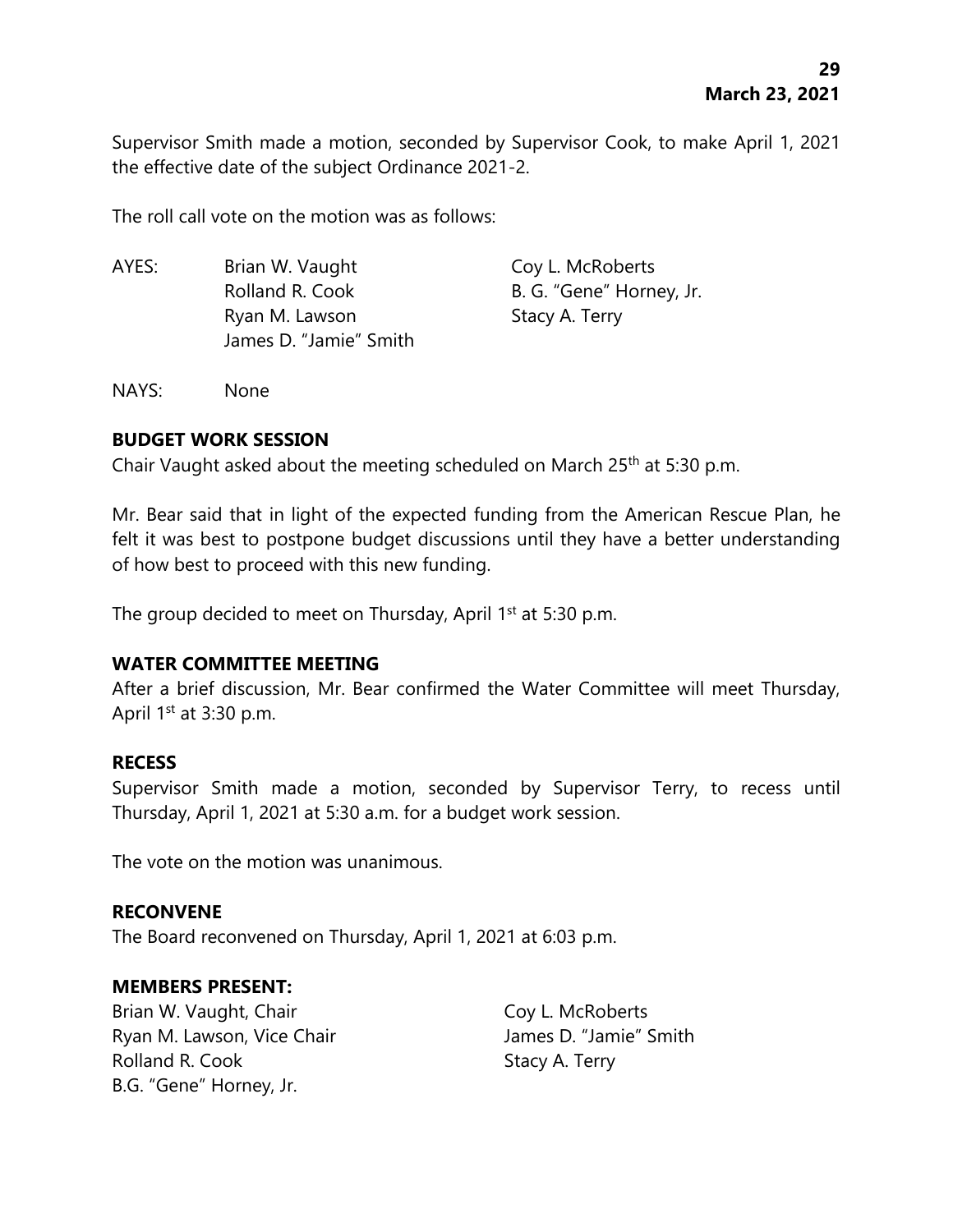Supervisor Smith made a motion, seconded by Supervisor Cook, to make April 1, 2021 the effective date of the subject Ordinance 2021-2.

The roll call vote on the motion was as follows:

AYES: Brian W. Vaught, Rolland R. Cook, Ryan M. Lawson, James D. "Jamie" Smith, Coy L. McRoberts, B. G. "Gene" Horney, Jr., Stacy A. Terry

NAYS: None

**BUDGET WORK SESSION**

Chair Vaught asked about the meeting scheduled on March 25th at 5:30 p.m.

Mr. Bear said that in light of the expected funding from the American Rescue Plan, he felt it was best to postpone budget discussions until they have a better understanding of how best to proceed with this new funding.

The group decided to meet on Thursday, April 1st at 5:30 p.m.

**WATER COMMITTEE MEETING**

After a brief discussion, Mr. Bear confirmed the Water Committee will meet Thursday, April 1st at 3:30 p.m.

**RECESS**

Supervisor Smith made a motion, seconded by Supervisor Terry, to recess until Thursday, April 1, 2021 at 5:30 a.m. for a budget work session.

The vote on the motion was unanimous.

**RECONVENE**

The Board reconvened on Thursday, April 1, 2021 at 6:03 p.m.

**MEMBERS PRESENT:**

Brian W. Vaught, Chair
Ryan M. Lawson, Vice Chair
Rolland R. Cook
B.G. "Gene" Horney, Jr.
Coy L. McRoberts
James D. "Jamie" Smith
Stacy A. Terry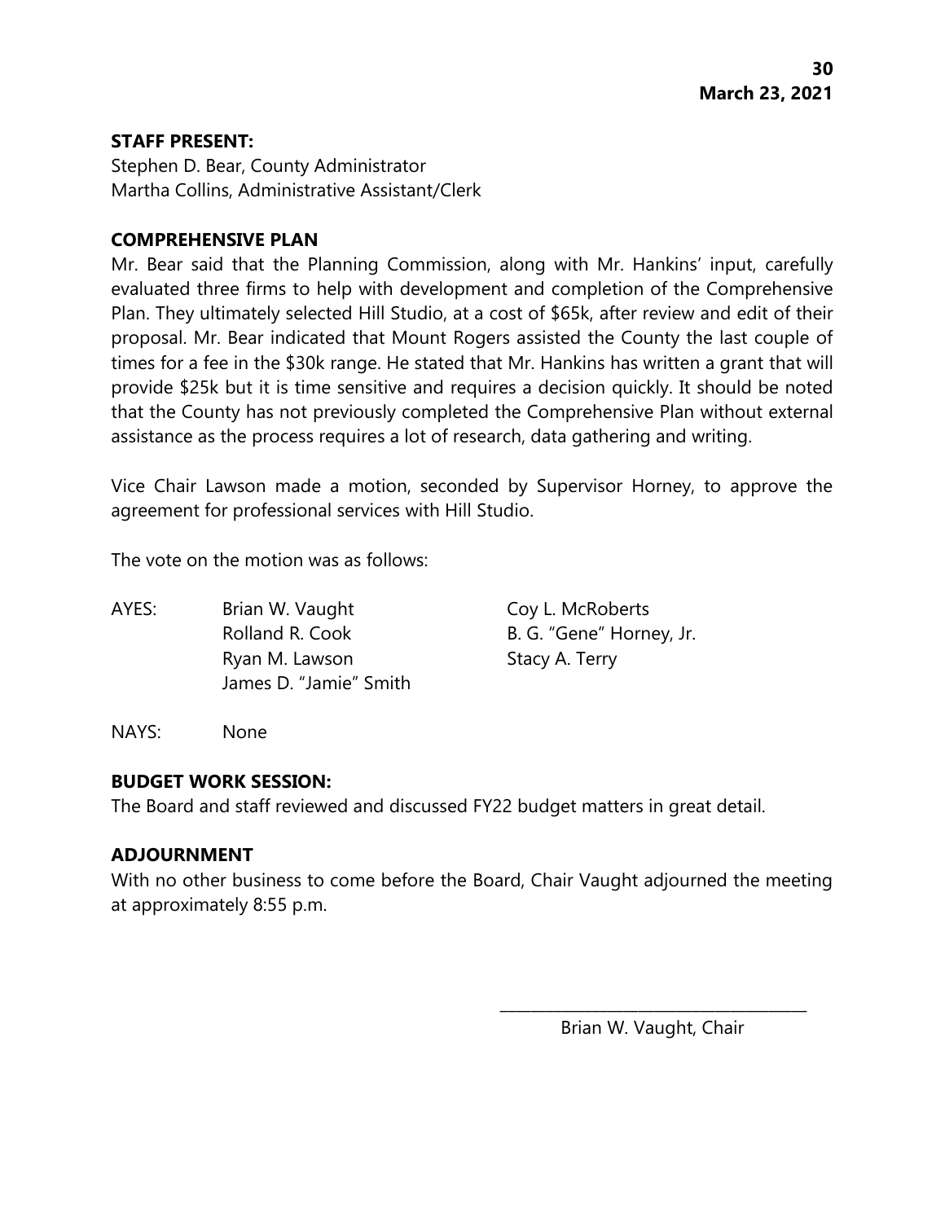**STAFF PRESENT:**

Stephen D. Bear, County Administrator
Martha Collins, Administrative Assistant/Clerk

**COMPREHENSIVE PLAN**

Mr. Bear said that the Planning Commission, along with Mr. Hankins' input, carefully evaluated three firms to help with development and completion of the Comprehensive Plan. They ultimately selected Hill Studio, at a cost of $65k, after review and edit of their proposal. Mr. Bear indicated that Mount Rogers assisted the County the last couple of times for a fee in the $30k range. He stated that Mr. Hankins has written a grant that will provide $25k but it is time sensitive and requires a decision quickly. It should be noted that the County has not previously completed the Comprehensive Plan without external assistance as the process requires a lot of research, data gathering and writing.

Vice Chair Lawson made a motion, seconded by Supervisor Horney, to approve the agreement for professional services with Hill Studio.

The vote on the motion was as follows:

| | | |
|---|---|---|
| AYES: | Brian W. Vaught | Coy L. McRoberts |
| | Rolland R. Cook | B. G. "Gene" Horney, Jr. |
| | Ryan M. Lawson | Stacy A. Terry |
| | James D. "Jamie" Smith | |

NAYS: None

**BUDGET WORK SESSION:**

The Board and staff reviewed and discussed FY22 budget matters in great detail.

**ADJOURNMENT**

With no other business to come before the Board, Chair Vaught adjourned the meeting at approximately 8:55 p.m.

\_\_\_\_\_\_\_\_\_\_\_\_\_\_\_\_\_\_\_\_\_\_\_\_\_\_\_\_\_\_\_\_\_\_\_\_

Brian W. Vaught, Chair